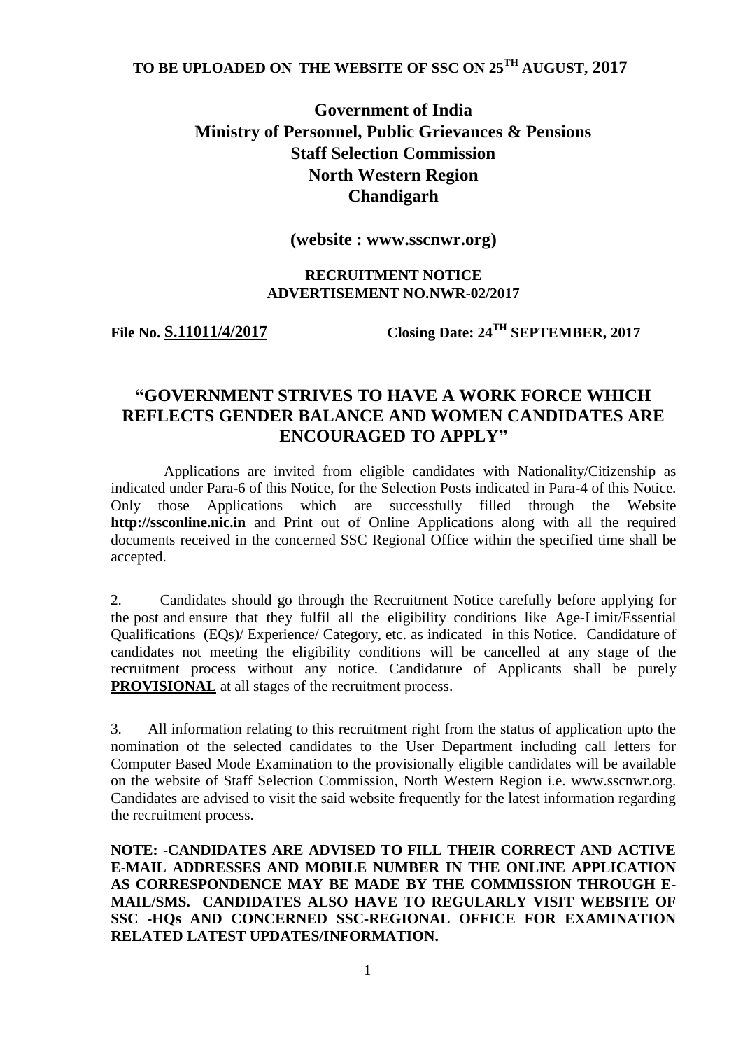**TO BE UPLOADED ON THE WEBSITE OF SSC ON 25TH AUGUST, 2017**

# Government of India
# Ministry of Personnel, Public Grievances & Pensions
# Staff Selection Commission
# North Western Region
# Chandigarh

**(website : www.sscnwr.org)**

**RECRUITMENT NOTICE**
**ADVERTISEMENT NO.NWR-02/2017**

**File No. S.11011/4/2017** **Closing Date: 24TH SEPTEMBER, 2017**

## "GOVERNMENT STRIVES TO HAVE A WORK FORCE WHICH REFLECTS GENDER BALANCE AND WOMEN CANDIDATES ARE ENCOURAGED TO APPLY"

Applications are invited from eligible candidates with Nationality/Citizenship as indicated under Para-6 of this Notice, for the Selection Posts indicated in Para-4 of this Notice. Only those Applications which are successfully filled through the Website **http://ssconline.nic.in** and Print out of Online Applications along with all the required documents received in the concerned SSC Regional Office within the specified time shall be accepted.

2. Candidates should go through the Recruitment Notice carefully before applying for the post and ensure that they fulfil all the eligibility conditions like Age-Limit/Essential Qualifications (EQs)/ Experience/ Category, etc. as indicated in this Notice. Candidature of candidates not meeting the eligibility conditions will be cancelled at any stage of the recruitment process without any notice. Candidature of Applicants shall be purely **PROVISIONAL** at all stages of the recruitment process.

3. All information relating to this recruitment right from the status of application upto the nomination of the selected candidates to the User Department including call letters for Computer Based Mode Examination to the provisionally eligible candidates will be available on the website of Staff Selection Commission, North Western Region i.e. www.sscnwr.org. Candidates are advised to visit the said website frequently for the latest information regarding the recruitment process.

**NOTE: -CANDIDATES ARE ADVISED TO FILL THEIR CORRECT AND ACTIVE E-MAIL ADDRESSES AND MOBILE NUMBER IN THE ONLINE APPLICATION AS CORRESPONDENCE MAY BE MADE BY THE COMMISSION THROUGH E-MAIL/SMS. CANDIDATES ALSO HAVE TO REGULARLY VISIT WEBSITE OF SSC -HQs AND CONCERNED SSC-REGIONAL OFFICE FOR EXAMINATION RELATED LATEST UPDATES/INFORMATION.**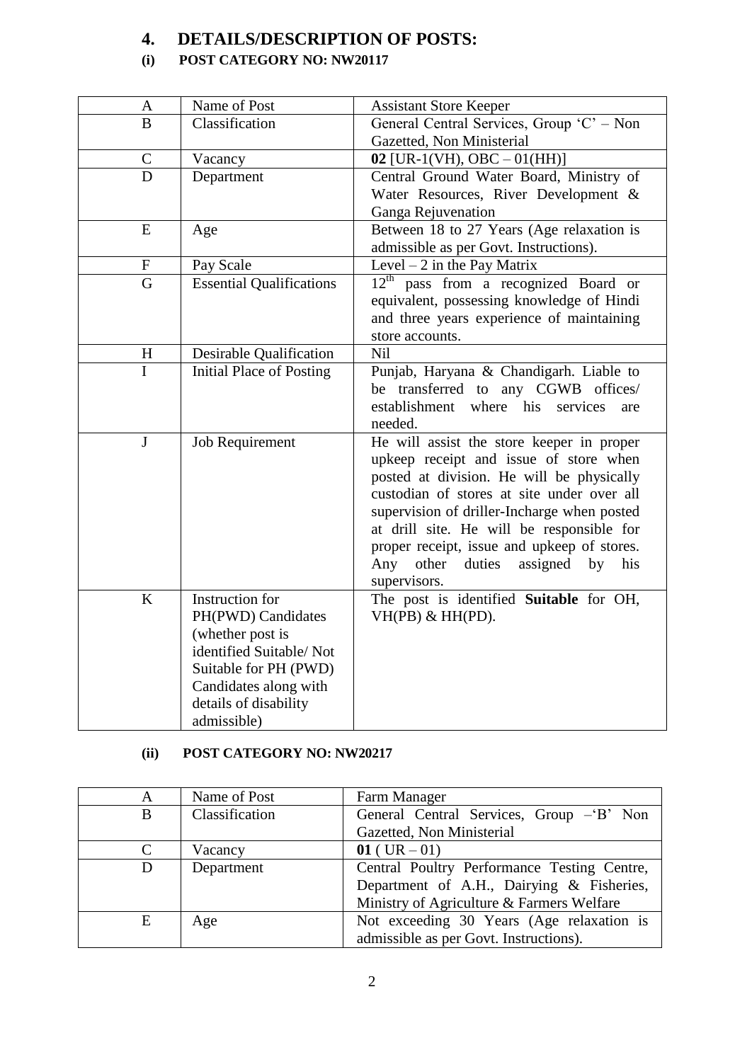## 4. DETAILS/DESCRIPTION OF POSTS:

### (i) POST CATEGORY NO: NW20117

| A | Name of Post | Assistant Store Keeper |
|---|---|---|
| B | Classification | General Central Services, Group 'C' – Non Gazetted, Non Ministerial |
| C | Vacancy | **02** [UR-1(VH), OBC – 01(HH)] |
| D | Department | Central Ground Water Board, Ministry of Water Resources, River Development & Ganga Rejuvenation |
| E | Age | Between 18 to 27 Years (Age relaxation is admissible as per Govt. Instructions). |
| F | Pay Scale | Level – 2 in the Pay Matrix |
| G | Essential Qualifications | 12th pass from a recognized Board or equivalent, possessing knowledge of Hindi and three years experience of maintaining store accounts. |
| H | Desirable Qualification | Nil |
| I | Initial Place of Posting | Punjab, Haryana & Chandigarh. Liable to be transferred to any CGWB offices/ establishment where his services are needed. |
| J | Job Requirement | He will assist the store keeper in proper upkeep receipt and issue of store when posted at division. He will be physically custodian of stores at site under over all supervision of driller-Incharge when posted at drill site. He will be responsible for proper receipt, issue and upkeep of stores. Any other duties assigned by his supervisors. |
| K | Instruction for PH(PWD) Candidates (whether post is identified Suitable/ Not Suitable for PH (PWD) Candidates along with details of disability admissible) | The post is identified **Suitable** for OH, VH(PB) & HH(PD). |

### (ii) POST CATEGORY NO: NW20217

| A | Name of Post | Farm Manager |
|---|---|---|
| B | Classification | General Central Services, Group –'B' Non Gazetted, Non Ministerial |
| C | Vacancy | **01** ( UR – 01) |
| D | Department | Central Poultry Performance Testing Centre, Department of A.H., Dairying & Fisheries, Ministry of Agriculture & Farmers Welfare |
| E | Age | Not exceeding 30 Years (Age relaxation is admissible as per Govt. Instructions). |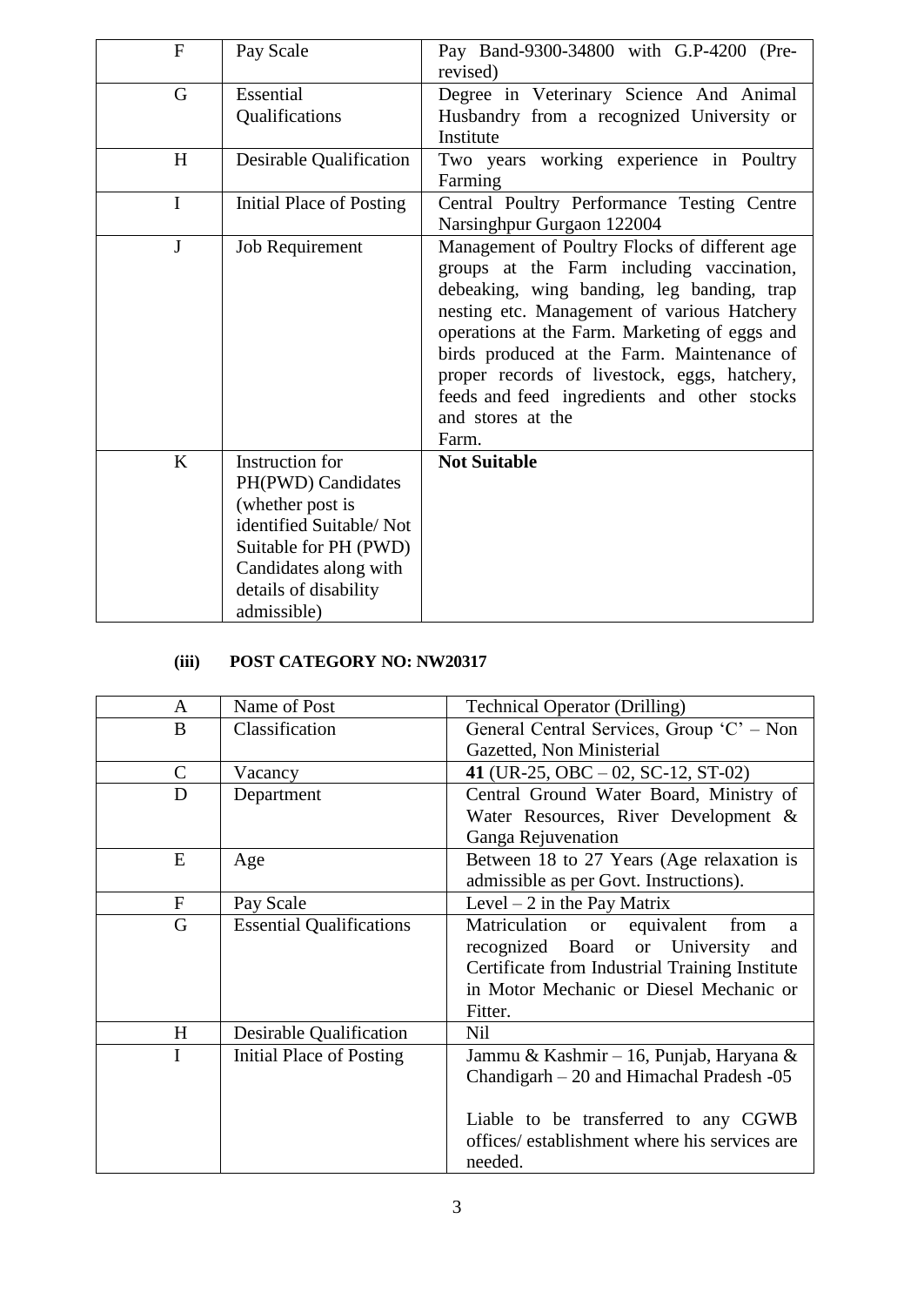| | | |
|---|---|---|
| F | Pay Scale | Pay Band-9300-34800 with G.P-4200 (Pre-revised) |
| G | Essential Qualifications | Degree in Veterinary Science And Animal Husbandry from a recognized University or Institute |
| H | Desirable Qualification | Two years working experience in Poultry Farming |
| I | Initial Place of Posting | Central Poultry Performance Testing Centre Narsinghpur Gurgaon 122004 |
| J | Job Requirement | Management of Poultry Flocks of different age groups at the Farm including vaccination, debeaking, wing banding, leg banding, trap nesting etc. Management of various Hatchery operations at the Farm. Marketing of eggs and birds produced at the Farm. Maintenance of proper records of livestock, eggs, hatchery, feeds and feed ingredients and other stocks and stores at the Farm. |
| K | Instruction for PH(PWD) Candidates (whether post is identified Suitable/ Not Suitable for PH (PWD) Candidates along with details of disability admissible) | **Not Suitable** |

#### (iii) POST CATEGORY NO: NW20317

| | | |
|---|---|---|
| A | Name of Post | Technical Operator (Drilling) |
| B | Classification | General Central Services, Group 'C' – Non Gazetted, Non Ministerial |
| C | Vacancy | **41** (UR-25, OBC – 02, SC-12, ST-02) |
| D | Department | Central Ground Water Board, Ministry of Water Resources, River Development & Ganga Rejuvenation |
| E | Age | Between 18 to 27 Years (Age relaxation is admissible as per Govt. Instructions). |
| F | Pay Scale | Level – 2 in the Pay Matrix |
| G | Essential Qualifications | Matriculation or equivalent from a recognized Board or University and Certificate from Industrial Training Institute in Motor Mechanic or Diesel Mechanic or Fitter. |
| H | Desirable Qualification | Nil |
| I | Initial Place of Posting | Jammu & Kashmir – 16, Punjab, Haryana & Chandigarh – 20 and Himachal Pradesh -05<br><br>Liable to be transferred to any CGWB offices/ establishment where his services are needed. |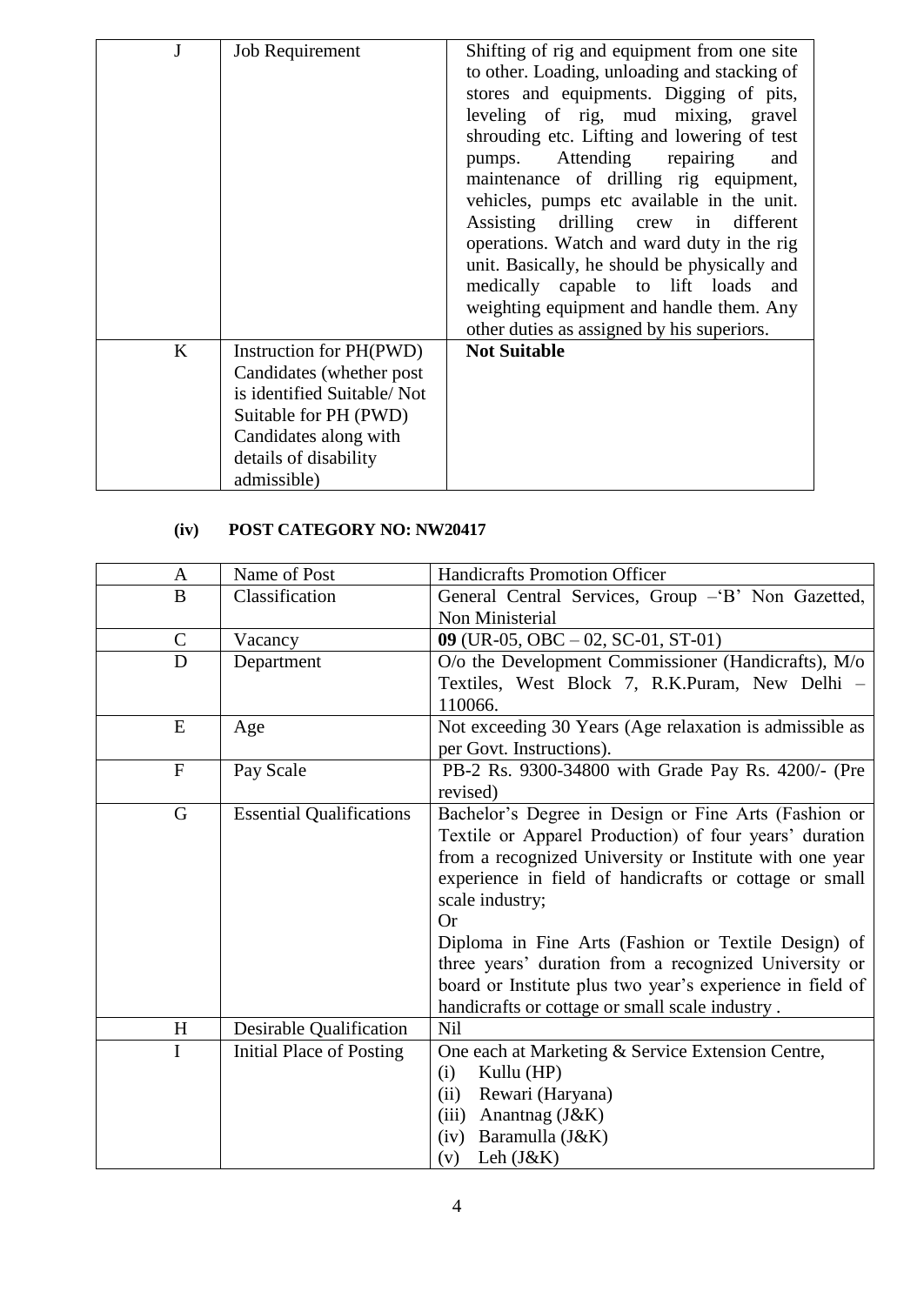| | | |
|---|---|---|
| J | Job Requirement | Shifting of rig and equipment from one site to other. Loading, unloading and stacking of stores and equipments. Digging of pits, leveling of rig, mud mixing, gravel shrouding etc. Lifting and lowering of test pumps. Attending repairing and maintenance of drilling rig equipment, vehicles, pumps etc available in the unit. Assisting drilling crew in different operations. Watch and ward duty in the rig unit. Basically, he should be physically and medically capable to lift loads and weighting equipment and handle them. Any other duties as assigned by his superiors. |
| K | Instruction for PH(PWD) Candidates (whether post is identified Suitable/ Not Suitable for PH (PWD) Candidates along with details of disability admissible) | **Not Suitable** |

### (iv) POST CATEGORY NO: NW20417

| | | |
|---|---|---|
| A | Name of Post | Handicrafts Promotion Officer |
| B | Classification | General Central Services, Group –'B' Non Gazetted, Non Ministerial |
| C | Vacancy | **09** (UR-05, OBC – 02, SC-01, ST-01) |
| D | Department | O/o the Development Commissioner (Handicrafts), M/o Textiles, West Block 7, R.K.Puram, New Delhi – 110066. |
| E | Age | Not exceeding 30 Years (Age relaxation is admissible as per Govt. Instructions). |
| F | Pay Scale | PB-2 Rs. 9300-34800 with Grade Pay Rs. 4200/- (Pre revised) |
| G | Essential Qualifications | Bachelor's Degree in Design or Fine Arts (Fashion or Textile or Apparel Production) of four years' duration from a recognized University or Institute with one year experience in field of handicrafts or cottage or small scale industry;<br>Or<br>Diploma in Fine Arts (Fashion or Textile Design) of three years' duration from a recognized University or board or Institute plus two year's experience in field of handicrafts or cottage or small scale industry . |
| H | Desirable Qualification | Nil |
| I | Initial Place of Posting | One each at Marketing & Service Extension Centre,<br>(i) Kullu (HP)<br>(ii) Rewari (Haryana)<br>(iii) Anantnag (J&K)<br>(iv) Baramulla (J&K)<br>(v) Leh (J&K) |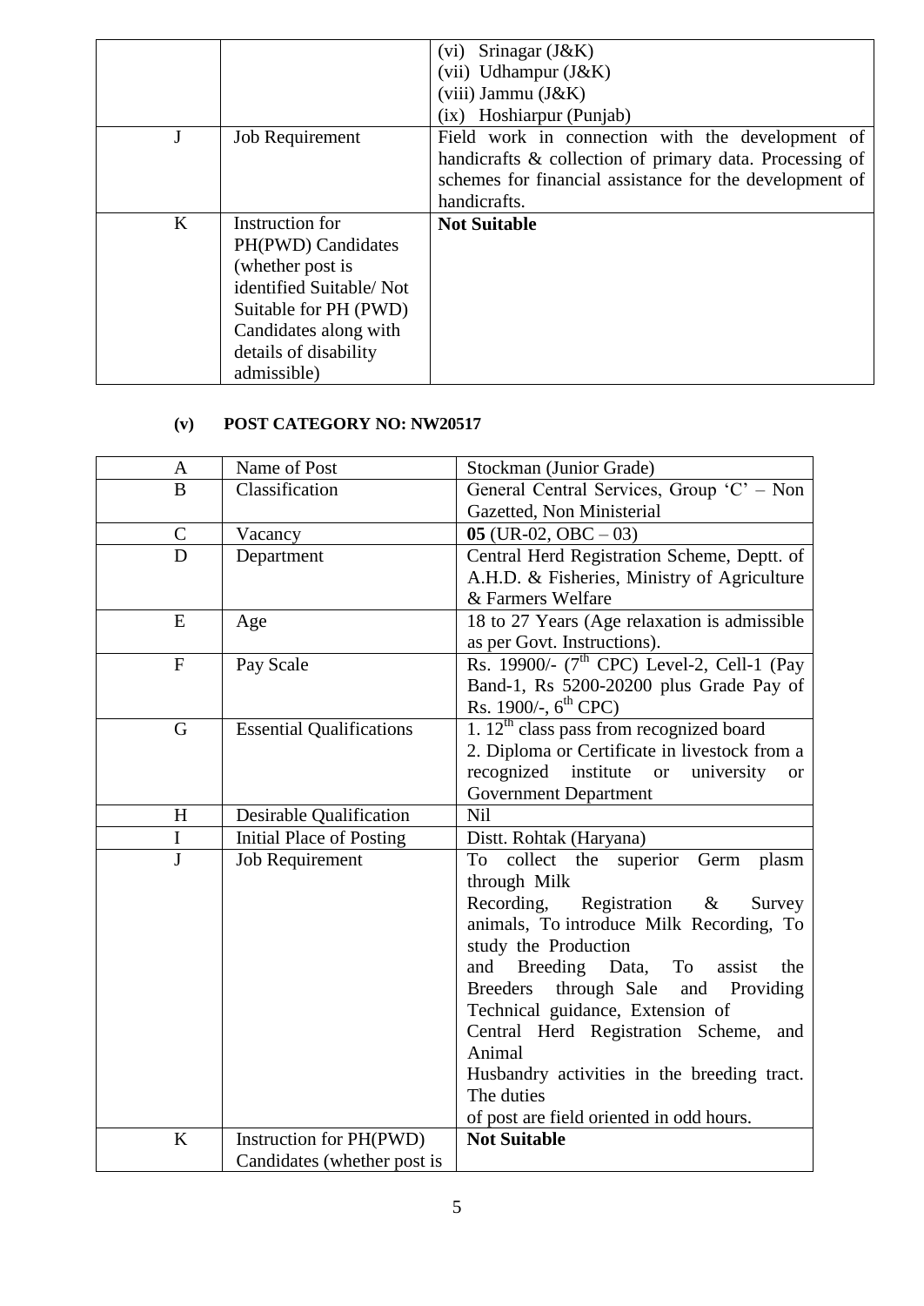| | | |
|---|---|---|
| | | (vi) Srinagar (J&K)<br>(vii) Udhampur (J&K)<br>(viii) Jammu (J&K)<br>(ix) Hoshiarpur (Punjab) |
| J | Job Requirement | Field work in connection with the development of handicrafts & collection of primary data. Processing of schemes for financial assistance for the development of handicrafts. |
| K | Instruction for PH(PWD) Candidates (whether post is identified Suitable/ Not Suitable for PH (PWD) Candidates along with details of disability admissible) | **Not Suitable** |

### (v) POST CATEGORY NO: NW20517

| | | |
|---|---|---|
| A | Name of Post | Stockman (Junior Grade) |
| B | Classification | General Central Services, Group 'C' – Non Gazetted, Non Ministerial |
| C | Vacancy | **05** (UR-02, OBC – 03) |
| D | Department | Central Herd Registration Scheme, Deptt. of A.H.D. & Fisheries, Ministry of Agriculture & Farmers Welfare |
| E | Age | 18 to 27 Years (Age relaxation is admissible as per Govt. Instructions). |
| F | Pay Scale | Rs. 19900/- (7th CPC) Level-2, Cell-1 (Pay Band-1, Rs 5200-20200 plus Grade Pay of Rs. 1900/-, 6th CPC) |
| G | Essential Qualifications | 1. 12th class pass from recognized board<br>2. Diploma or Certificate in livestock from a recognized institute or university or Government Department |
| H | Desirable Qualification | Nil |
| I | Initial Place of Posting | Distt. Rohtak (Haryana) |
| J | Job Requirement | To collect the superior Germ plasm through Milk Recording, Registration & Survey animals, To introduce Milk Recording, To study the Production and Breeding Data, To assist the Breeders through Sale and Providing Technical guidance, Extension of Central Herd Registration Scheme, and Animal Husbandry activities in the breeding tract. The duties of post are field oriented in odd hours. |
| K | Instruction for PH(PWD) Candidates (whether post is | **Not Suitable** |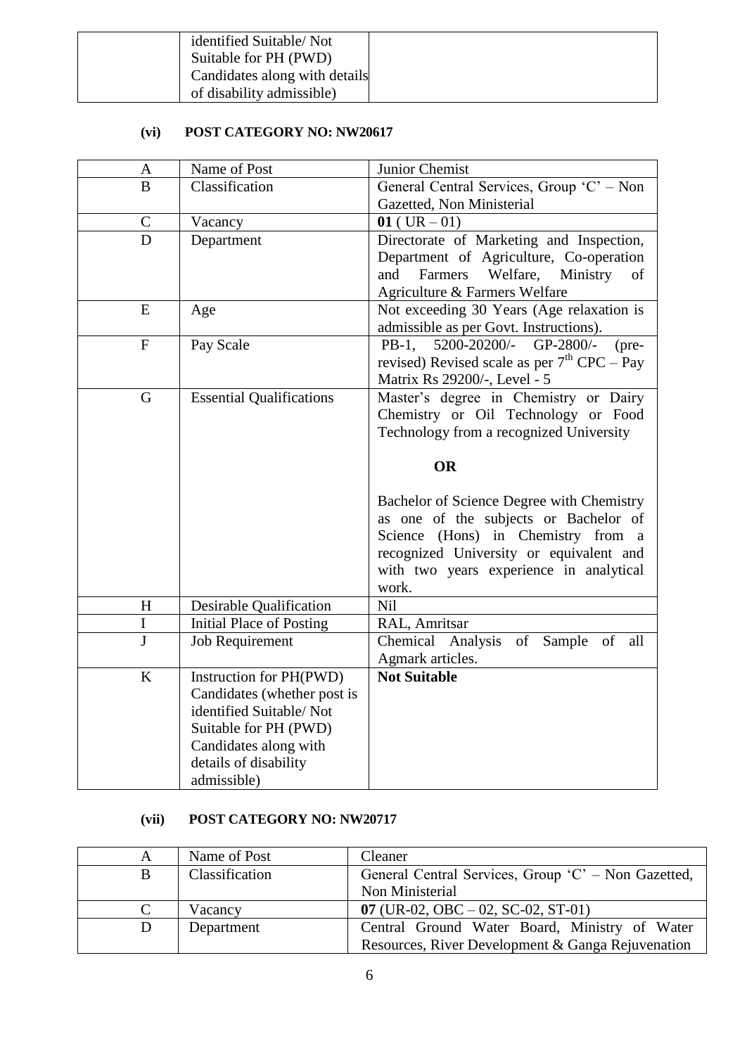| | | |
|---|---|---|
| | identified Suitable/ Not Suitable for PH (PWD) Candidates along with details of disability admissible) | |

**(vi) POST CATEGORY NO: NW20617**

| | | |
|---|---|---|
| A | Name of Post | Junior Chemist |
| B | Classification | General Central Services, Group 'C' – Non Gazetted, Non Ministerial |
| C | Vacancy | **01** ( UR – 01) |
| D | Department | Directorate of Marketing and Inspection, Department of Agriculture, Co-operation and Farmers Welfare, Ministry of Agriculture & Farmers Welfare |
| E | Age | Not exceeding 30 Years (Age relaxation is admissible as per Govt. Instructions). |
| F | Pay Scale | PB-1, 5200-20200/- GP-2800/- (pre-revised) Revised scale as per 7th CPC – Pay Matrix Rs 29200/-, Level - 5 |
| G | Essential Qualifications | Master's degree in Chemistry or Dairy Chemistry or Oil Technology or Food Technology from a recognized University<br><br>**OR**<br><br>Bachelor of Science Degree with Chemistry as one of the subjects or Bachelor of Science (Hons) in Chemistry from a recognized University or equivalent and with two years experience in analytical work. |
| H | Desirable Qualification | Nil |
| I | Initial Place of Posting | RAL, Amritsar |
| J | Job Requirement | Chemical Analysis of Sample of all Agmark articles. |
| K | Instruction for PH(PWD) Candidates (whether post is identified Suitable/ Not Suitable for PH (PWD) Candidates along with details of disability admissible) | **Not Suitable** |

**(vii) POST CATEGORY NO: NW20717**

| | | |
|---|---|---|
| A | Name of Post | Cleaner |
| B | Classification | General Central Services, Group 'C' – Non Gazetted, Non Ministerial |
| C | Vacancy | **07** (UR-02, OBC – 02, SC-02, ST-01) |
| D | Department | Central Ground Water Board, Ministry of Water Resources, River Development & Ganga Rejuvenation |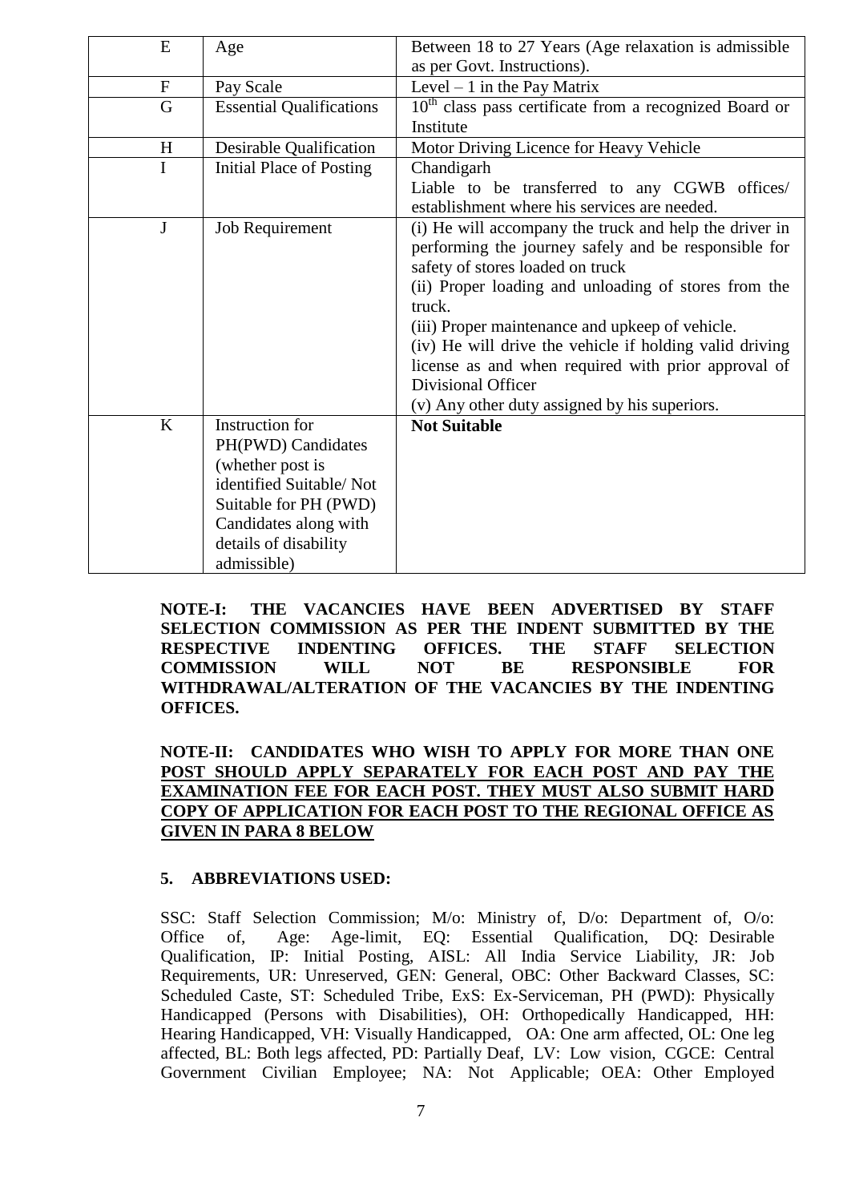| E | Age | Between 18 to 27 Years (Age relaxation is admissible as per Govt. Instructions). |
|---|---|---|
| F | Pay Scale | Level – 1 in the Pay Matrix |
| G | Essential Qualifications | 10th class pass certificate from a recognized Board or Institute |
| H | Desirable Qualification | Motor Driving Licence for Heavy Vehicle |
| I | Initial Place of Posting | Chandigarh<br>Liable to be transferred to any CGWB offices/ establishment where his services are needed. |
| J | Job Requirement | (i) He will accompany the truck and help the driver in performing the journey safely and be responsible for safety of stores loaded on truck<br>(ii) Proper loading and unloading of stores from the truck.<br>(iii) Proper maintenance and upkeep of vehicle.<br>(iv) He will drive the vehicle if holding valid driving license as and when required with prior approval of Divisional Officer<br>(v) Any other duty assigned by his superiors. |
| K | Instruction for PH(PWD) Candidates (whether post is identified Suitable/ Not Suitable for PH (PWD) Candidates along with details of disability admissible) | **Not Suitable** |

**NOTE-I: THE VACANCIES HAVE BEEN ADVERTISED BY STAFF SELECTION COMMISSION AS PER THE INDENT SUBMITTED BY THE RESPECTIVE INDENTING OFFICES. THE STAFF SELECTION COMMISSION WILL NOT BE RESPONSIBLE FOR WITHDRAWAL/ALTERATION OF THE VACANCIES BY THE INDENTING OFFICES.**

**NOTE-II: CANDIDATES WHO WISH TO APPLY FOR MORE THAN ONE POST SHOULD APPLY SEPARATELY FOR EACH POST AND PAY THE EXAMINATION FEE FOR EACH POST. THEY MUST ALSO SUBMIT HARD COPY OF APPLICATION FOR EACH POST TO THE REGIONAL OFFICE AS GIVEN IN PARA 8 BELOW**

## 5. ABBREVIATIONS USED:

SSC: Staff Selection Commission; M/o: Ministry of, D/o: Department of, O/o: Office of, Age: Age-limit, EQ: Essential Qualification, DQ: Desirable Qualification, IP: Initial Posting, AISL: All India Service Liability, JR: Job Requirements, UR: Unreserved, GEN: General, OBC: Other Backward Classes, SC: Scheduled Caste, ST: Scheduled Tribe, ExS: Ex-Serviceman, PH (PWD): Physically Handicapped (Persons with Disabilities), OH: Orthopedically Handicapped, HH: Hearing Handicapped, VH: Visually Handicapped, OA: One arm affected, OL: One leg affected, BL: Both legs affected, PD: Partially Deaf, LV: Low vision, CGCE: Central Government Civilian Employee; NA: Not Applicable; OEA: Other Employed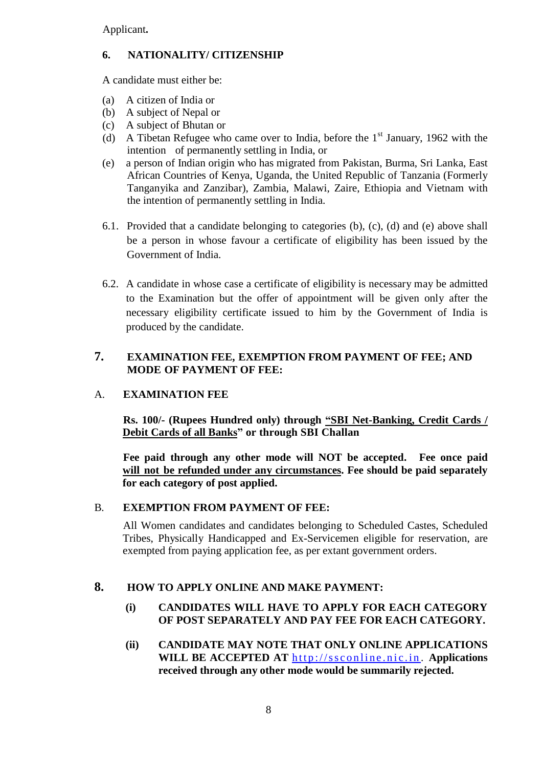Applicant**.**

## 6. NATIONALITY/ CITIZENSHIP

A candidate must either be:

(a) A citizen of India or
(b) A subject of Nepal or
(c) A subject of Bhutan or
(d) A Tibetan Refugee who came over to India, before the 1st January, 1962 with the intention of permanently settling in India, or
(e) a person of Indian origin who has migrated from Pakistan, Burma, Sri Lanka, East African Countries of Kenya, Uganda, the United Republic of Tanzania (Formerly Tanganyika and Zanzibar), Zambia, Malawi, Zaire, Ethiopia and Vietnam with the intention of permanently settling in India.

6.1. Provided that a candidate belonging to categories (b), (c), (d) and (e) above shall be a person in whose favour a certificate of eligibility has been issued by the Government of India.

6.2. A candidate in whose case a certificate of eligibility is necessary may be admitted to the Examination but the offer of appointment will be given only after the necessary eligibility certificate issued to him by the Government of India is produced by the candidate.

## 7. EXAMINATION FEE, EXEMPTION FROM PAYMENT OF FEE; AND MODE OF PAYMENT OF FEE:

### A. EXAMINATION FEE

**Rs. 100/- (Rupees Hundred only) through "SBI Net-Banking, Credit Cards / Debit Cards of all Banks" or through SBI Challan**

**Fee paid through any other mode will NOT be accepted. Fee once paid will not be refunded under any circumstances. Fee should be paid separately for each category of post applied.**

### B. EXEMPTION FROM PAYMENT OF FEE:

All Women candidates and candidates belonging to Scheduled Castes, Scheduled Tribes, Physically Handicapped and Ex-Servicemen eligible for reservation, are exempted from paying application fee, as per extant government orders.

## 8. HOW TO APPLY ONLINE AND MAKE PAYMENT:

**(i) CANDIDATES WILL HAVE TO APPLY FOR EACH CATEGORY OF POST SEPARATELY AND PAY FEE FOR EACH CATEGORY.**

**(ii) CANDIDATE MAY NOTE THAT ONLY ONLINE APPLICATIONS WILL BE ACCEPTED AT** http://ssconline.nic.in. **Applications received through any other mode would be summarily rejected.**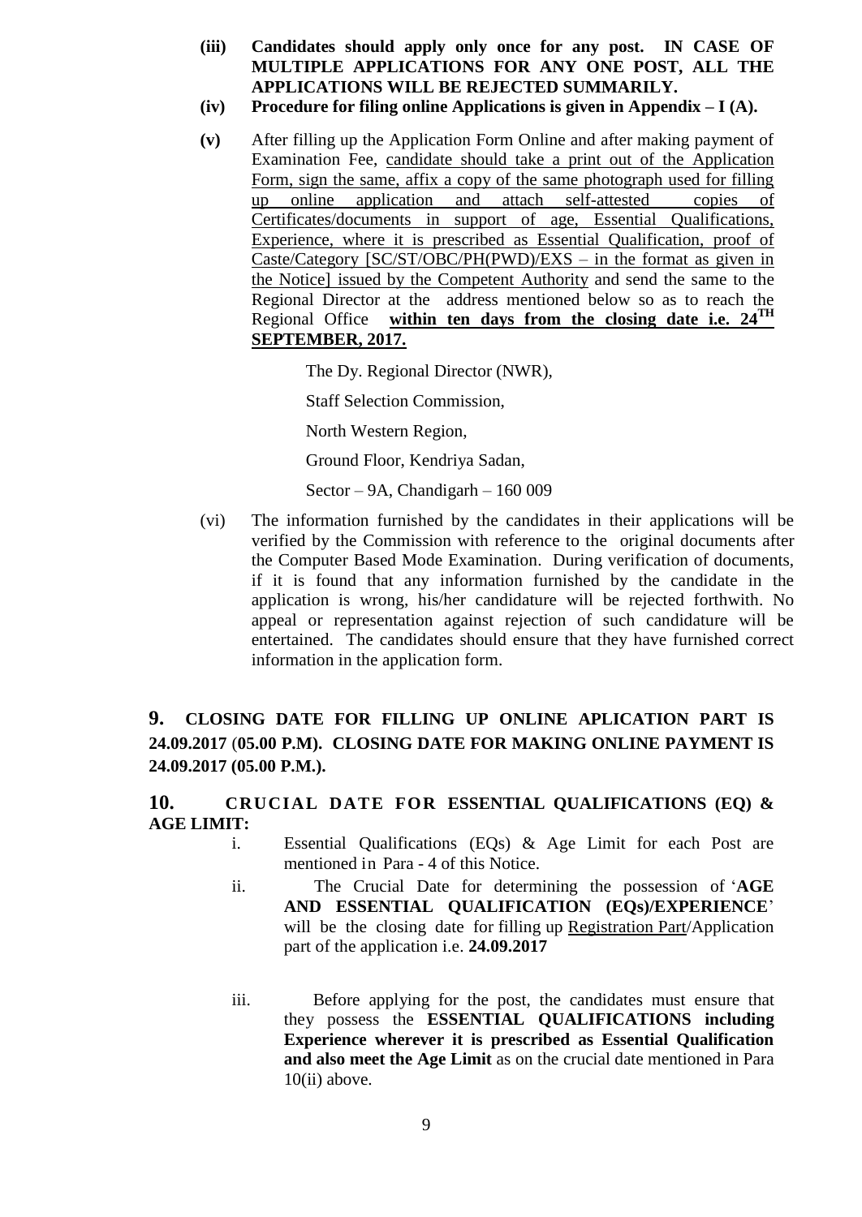**(iii) Candidates should apply only once for any post. IN CASE OF MULTIPLE APPLICATIONS FOR ANY ONE POST, ALL THE APPLICATIONS WILL BE REJECTED SUMMARILY.**

**(iv) Procedure for filing online Applications is given in Appendix – I (A).**

**(v)** After filling up the Application Form Online and after making payment of Examination Fee, candidate should take a print out of the Application Form, sign the same, affix a copy of the same photograph used for filling up online application and attach self-attested copies of Certificates/documents in support of age, Essential Qualifications, Experience, where it is prescribed as Essential Qualification, proof of Caste/Category [SC/ST/OBC/PH(PWD)/EXS – in the format as given in the Notice] issued by the Competent Authority and send the same to the Regional Director at the address mentioned below so as to reach the Regional Office **within ten days from the closing date i.e. 24TH SEPTEMBER, 2017.**

The Dy. Regional Director (NWR),
Staff Selection Commission,
North Western Region,
Ground Floor, Kendriya Sadan,
Sector – 9A, Chandigarh – 160 009

(vi) The information furnished by the candidates in their applications will be verified by the Commission with reference to the original documents after the Computer Based Mode Examination. During verification of documents, if it is found that any information furnished by the candidate in the application is wrong, his/her candidature will be rejected forthwith. No appeal or representation against rejection of such candidature will be entertained. The candidates should ensure that they have furnished correct information in the application form.

## 9. CLOSING DATE FOR FILLING UP ONLINE APLICATION PART IS 24.09.2017 (05.00 P.M). CLOSING DATE FOR MAKING ONLINE PAYMENT IS 24.09.2017 (05.00 P.M.).

## 10. CRUCIAL DATE FOR ESSENTIAL QUALIFICATIONS (EQ) & AGE LIMIT:

i. Essential Qualifications (EQs) & Age Limit for each Post are mentioned in Para - 4 of this Notice.

ii. The Crucial Date for determining the possession of '**AGE AND ESSENTIAL QUALIFICATION (EQs)/EXPERIENCE**' will be the closing date for filling up Registration Part/Application part of the application i.e. **24.09.2017**

iii. Before applying for the post, the candidates must ensure that they possess the **ESSENTIAL QUALIFICATIONS including Experience wherever it is prescribed as Essential Qualification and also meet the Age Limit** as on the crucial date mentioned in Para 10(ii) above.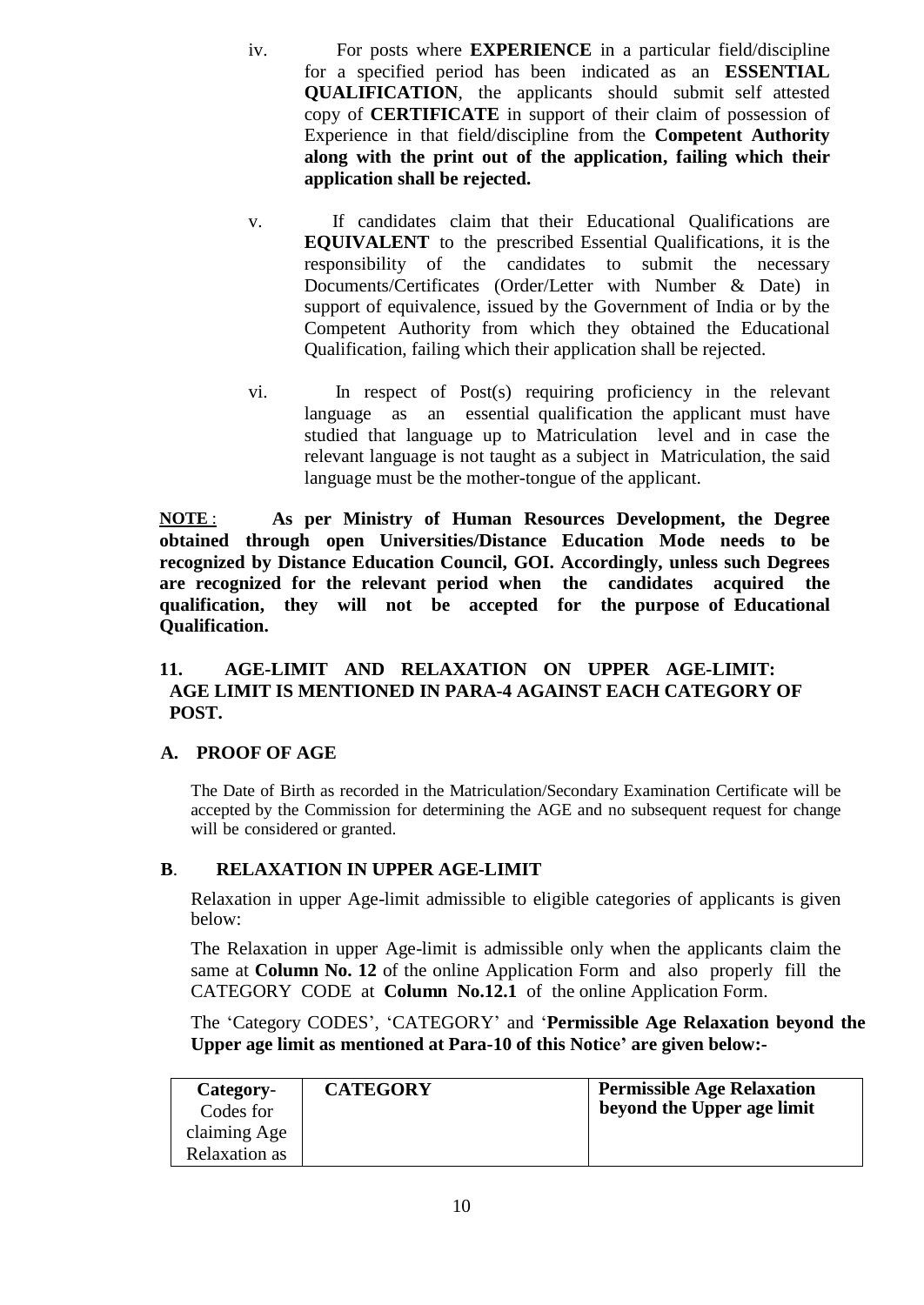iv. For posts where **EXPERIENCE** in a particular field/discipline for a specified period has been indicated as an **ESSENTIAL QUALIFICATION**, the applicants should submit self attested copy of **CERTIFICATE** in support of their claim of possession of Experience in that field/discipline from the **Competent Authority along with the print out of the application, failing which their application shall be rejected.**

v. If candidates claim that their Educational Qualifications are **EQUIVALENT** to the prescribed Essential Qualifications, it is the responsibility of the candidates to submit the necessary Documents/Certificates (Order/Letter with Number & Date) in support of equivalence, issued by the Government of India or by the Competent Authority from which they obtained the Educational Qualification, failing which their application shall be rejected.

vi. In respect of Post(s) requiring proficiency in the relevant language as an essential qualification the applicant must have studied that language up to Matriculation level and in case the relevant language is not taught as a subject in Matriculation, the said language must be the mother-tongue of the applicant.

**NOTE** : **As per Ministry of Human Resources Development, the Degree obtained through open Universities/Distance Education Mode needs to be recognized by Distance Education Council, GOI. Accordingly, unless such Degrees are recognized for the relevant period when the candidates acquired the qualification, they will not be accepted for the purpose of Educational Qualification.**

## 11. AGE-LIMIT AND RELAXATION ON UPPER AGE-LIMIT: AGE LIMIT IS MENTIONED IN PARA-4 AGAINST EACH CATEGORY OF POST.

### A. PROOF OF AGE

The Date of Birth as recorded in the Matriculation/Secondary Examination Certificate will be accepted by the Commission for determining the AGE and no subsequent request for change will be considered or granted.

### B. RELAXATION IN UPPER AGE-LIMIT

Relaxation in upper Age-limit admissible to eligible categories of applicants is given below:

The Relaxation in upper Age-limit is admissible only when the applicants claim the same at **Column No. 12** of the online Application Form and also properly fill the CATEGORY CODE at **Column No.12.1** of the online Application Form.

The 'Category CODES', 'CATEGORY' and '**Permissible Age Relaxation beyond the Upper age limit as mentioned at Para-10 of this Notice' are given below:-**

| Category-Codes for claiming Age Relaxation as | **CATEGORY** | **Permissible Age Relaxation beyond the Upper age limit** |
|---|---|---|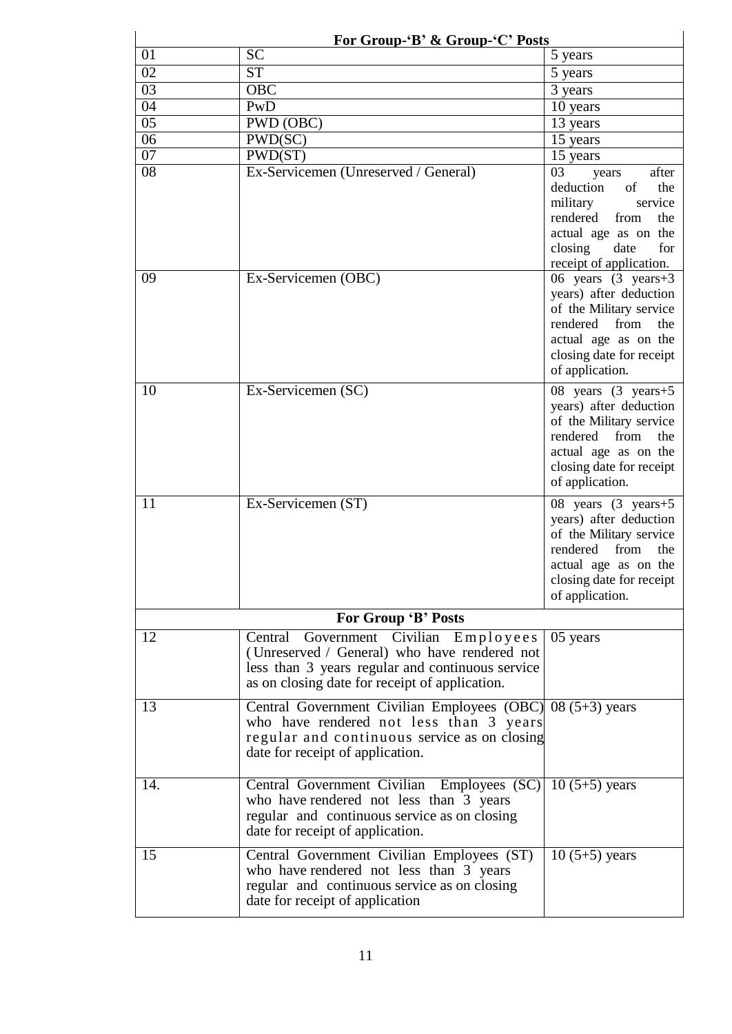| For Group-'B' & Group-'C' Posts | | |
|---|---|---|
| 01 | SC | 5 years |
| 02 | ST | 5 years |
| 03 | OBC | 3 years |
| 04 | PwD | 10 years |
| 05 | PWD (OBC) | 13 years |
| 06 | PWD(SC) | 15 years |
| 07 | PWD(ST) | 15 years |
| 08 | Ex-Servicemen (Unreserved / General) | 03 years after deduction of the military service rendered from the actual age as on the closing date for receipt of application. |
| 09 | Ex-Servicemen (OBC) | 06 years (3 years+3 years) after deduction of the Military service rendered from the actual age as on the closing date for receipt of application. |
| 10 | Ex-Servicemen (SC) | 08 years (3 years+5 years) after deduction of the Military service rendered from the actual age as on the closing date for receipt of application. |
| 11 | Ex-Servicemen (ST) | 08 years (3 years+5 years) after deduction of the Military service rendered from the actual age as on the closing date for receipt of application. |
| **For Group 'B' Posts** | | |
| 12 | Central Government Civilian Employees (Unreserved / General) who have rendered not less than 3 years regular and continuous service as on closing date for receipt of application. | 05 years |
| 13 | Central Government Civilian Employees (OBC) who have rendered not less than 3 years regular and continuous service as on closing date for receipt of application. | 08 (5+3) years |
| 14. | Central Government Civilian Employees (SC) who have rendered not less than 3 years regular and continuous service as on closing date for receipt of application. | 10 (5+5) years |
| 15 | Central Government Civilian Employees (ST) who have rendered not less than 3 years regular and continuous service as on closing date for receipt of application | 10 (5+5) years |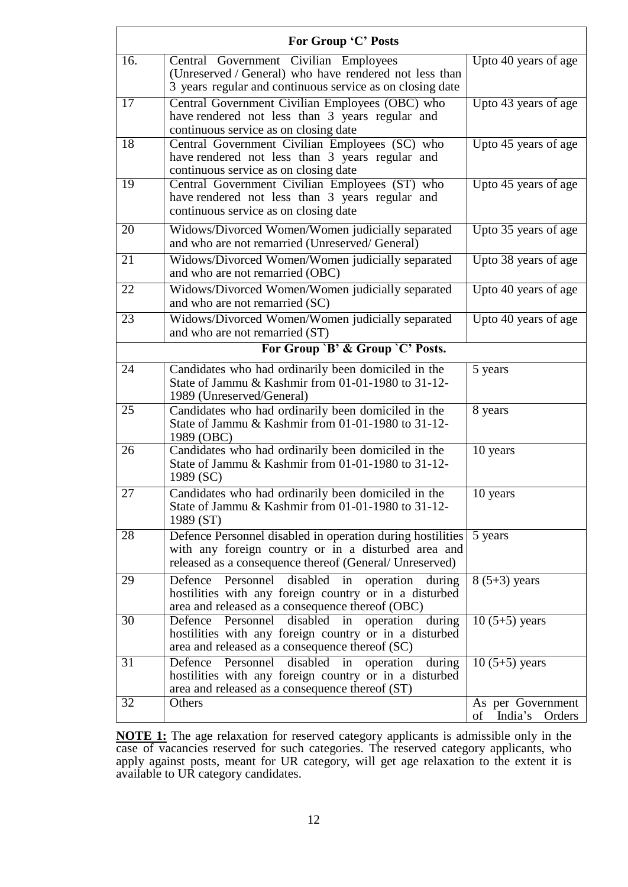| For Group 'C' Posts | | |
|---|---|---|
| 16. | Central Government Civilian Employees (Unreserved / General) who have rendered not less than 3 years regular and continuous service as on closing date | Upto 40 years of age |
| 17 | Central Government Civilian Employees (OBC) who have rendered not less than 3 years regular and continuous service as on closing date | Upto 43 years of age |
| 18 | Central Government Civilian Employees (SC) who have rendered not less than 3 years regular and continuous service as on closing date | Upto 45 years of age |
| 19 | Central Government Civilian Employees (ST) who have rendered not less than 3 years regular and continuous service as on closing date | Upto 45 years of age |
| 20 | Widows/Divorced Women/Women judicially separated and who are not remarried (Unreserved/ General) | Upto 35 years of age |
| 21 | Widows/Divorced Women/Women judicially separated and who are not remarried (OBC) | Upto 38 years of age |
| 22 | Widows/Divorced Women/Women judicially separated and who are not remarried (SC) | Upto 40 years of age |
| 23 | Widows/Divorced Women/Women judicially separated and who are not remarried (ST) | Upto 40 years of age |
| **For Group `B' & Group `C' Posts.** | | |
| 24 | Candidates who had ordinarily been domiciled in the State of Jammu & Kashmir from 01-01-1980 to 31-12-1989 (Unreserved/General) | 5 years |
| 25 | Candidates who had ordinarily been domiciled in the State of Jammu & Kashmir from 01-01-1980 to 31-12-1989 (OBC) | 8 years |
| 26 | Candidates who had ordinarily been domiciled in the State of Jammu & Kashmir from 01-01-1980 to 31-12-1989 (SC) | 10 years |
| 27 | Candidates who had ordinarily been domiciled in the State of Jammu & Kashmir from 01-01-1980 to 31-12-1989 (ST) | 10 years |
| 28 | Defence Personnel disabled in operation during hostilities with any foreign country or in a disturbed area and released as a consequence thereof (General/ Unreserved) | 5 years |
| 29 | Defence Personnel disabled in operation during hostilities with any foreign country or in a disturbed area and released as a consequence thereof (OBC) | 8 (5+3) years |
| 30 | Defence Personnel disabled in operation during hostilities with any foreign country or in a disturbed area and released as a consequence thereof (SC) | 10 (5+5) years |
| 31 | Defence Personnel disabled in operation during hostilities with any foreign country or in a disturbed area and released as a consequence thereof (ST) | 10 (5+5) years |
| 32 | Others | As per Government of India's Orders |

**NOTE 1:** The age relaxation for reserved category applicants is admissible only in the case of vacancies reserved for such categories. The reserved category applicants, who apply against posts, meant for UR category, will get age relaxation to the extent it is available to UR category candidates.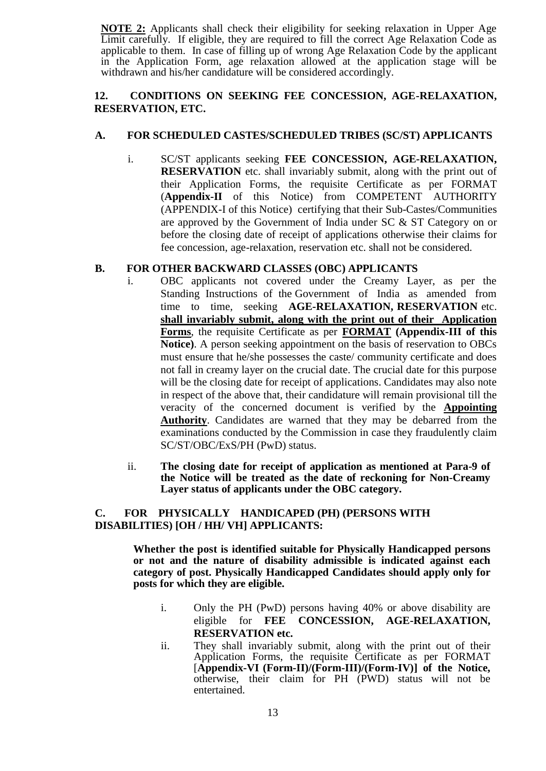**NOTE 2:** Applicants shall check their eligibility for seeking relaxation in Upper Age Limit carefully. If eligible, they are required to fill the correct Age Relaxation Code as applicable to them. In case of filling up of wrong Age Relaxation Code by the applicant in the Application Form, age relaxation allowed at the application stage will be withdrawn and his/her candidature will be considered accordingly.

## 12. CONDITIONS ON SEEKING FEE CONCESSION, AGE-RELAXATION, RESERVATION, ETC.

### A. FOR SCHEDULED CASTES/SCHEDULED TRIBES (SC/ST) APPLICANTS

i. SC/ST applicants seeking **FEE CONCESSION, AGE-RELAXATION, RESERVATION** etc. shall invariably submit, along with the print out of their Application Forms, the requisite Certificate as per FORMAT (**Appendix-II** of this Notice) from COMPETENT AUTHORITY (APPENDIX-I of this Notice) certifying that their Sub-Castes/Communities are approved by the Government of India under SC & ST Category on or before the closing date of receipt of applications otherwise their claims for fee concession, age-relaxation, reservation etc. shall not be considered.

### B. FOR OTHER BACKWARD CLASSES (OBC) APPLICANTS

i. OBC applicants not covered under the Creamy Layer, as per the Standing Instructions of the Government of India as amended from time to time, seeking **AGE-RELAXATION, RESERVATION** etc. **shall invariably submit, along with the print out of their Application Forms**, the requisite Certificate as per **FORMAT (Appendix-III of this Notice)**. A person seeking appointment on the basis of reservation to OBCs must ensure that he/she possesses the caste/ community certificate and does not fall in creamy layer on the crucial date. The crucial date for this purpose will be the closing date for receipt of applications. Candidates may also note in respect of the above that, their candidature will remain provisional till the veracity of the concerned document is verified by the **Appointing Authority**. Candidates are warned that they may be debarred from the examinations conducted by the Commission in case they fraudulently claim SC/ST/OBC/ExS/PH (PwD) status.

ii. **The closing date for receipt of application as mentioned at Para-9 of the Notice will be treated as the date of reckoning for Non-Creamy Layer status of applicants under the OBC category.**

### C. FOR PHYSICALLY HANDICAPED (PH) (PERSONS WITH DISABILITIES) [OH / HH/ VH] APPLICANTS:

**Whether the post is identified suitable for Physically Handicapped persons or not and the nature of disability admissible is indicated against each category of post. Physically Handicapped Candidates should apply only for posts for which they are eligible.**

i. Only the PH (PwD) persons having 40% or above disability are eligible for **FEE CONCESSION, AGE-RELAXATION, RESERVATION etc.**

ii. They shall invariably submit, along with the print out of their Application Forms, the requisite Certificate as per FORMAT [**Appendix-VI (Form-II)/(Form-III)/(Form-IV)] of the Notice,** otherwise, their claim for PH (PWD) status will not be entertained.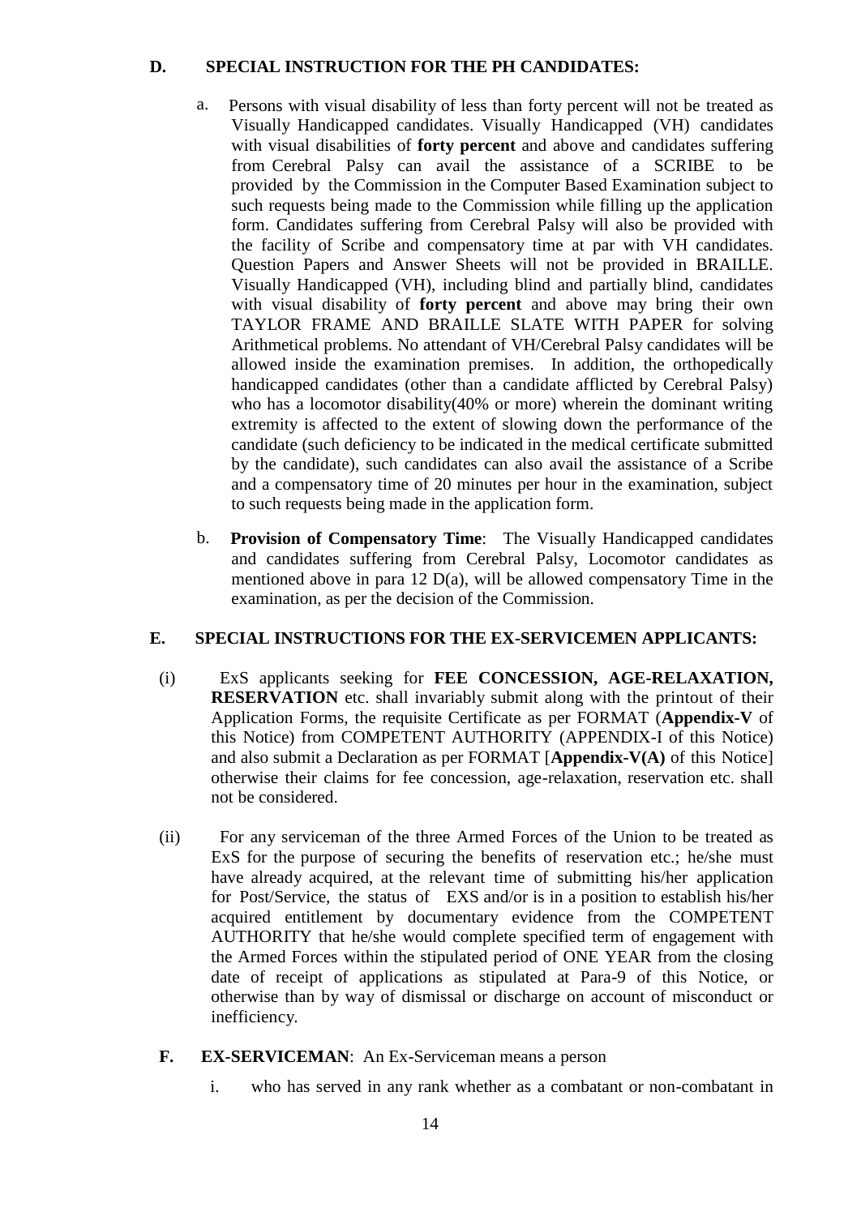**D. SPECIAL INSTRUCTION FOR THE PH CANDIDATES:**

a. Persons with visual disability of less than forty percent will not be treated as Visually Handicapped candidates. Visually Handicapped (VH) candidates with visual disabilities of **forty percent** and above and candidates suffering from Cerebral Palsy can avail the assistance of a SCRIBE to be provided by the Commission in the Computer Based Examination subject to such requests being made to the Commission while filling up the application form. Candidates suffering from Cerebral Palsy will also be provided with the facility of Scribe and compensatory time at par with VH candidates. Question Papers and Answer Sheets will not be provided in BRAILLE. Visually Handicapped (VH), including blind and partially blind, candidates with visual disability of **forty percent** and above may bring their own TAYLOR FRAME AND BRAILLE SLATE WITH PAPER for solving Arithmetical problems. No attendant of VH/Cerebral Palsy candidates will be allowed inside the examination premises. In addition, the orthopedically handicapped candidates (other than a candidate afflicted by Cerebral Palsy) who has a locomotor disability(40% or more) wherein the dominant writing extremity is affected to the extent of slowing down the performance of the candidate (such deficiency to be indicated in the medical certificate submitted by the candidate), such candidates can also avail the assistance of a Scribe and a compensatory time of 20 minutes per hour in the examination, subject to such requests being made in the application form.

b. **Provision of Compensatory Time**: The Visually Handicapped candidates and candidates suffering from Cerebral Palsy, Locomotor candidates as mentioned above in para 12 D(a), will be allowed compensatory Time in the examination, as per the decision of the Commission.

**E. SPECIAL INSTRUCTIONS FOR THE EX-SERVICEMEN APPLICANTS:**

(i) ExS applicants seeking for **FEE CONCESSION, AGE-RELAXATION, RESERVATION** etc. shall invariably submit along with the printout of their Application Forms, the requisite Certificate as per FORMAT (**Appendix-V** of this Notice) from COMPETENT AUTHORITY (APPENDIX-I of this Notice) and also submit a Declaration as per FORMAT [**Appendix-V(A)** of this Notice] otherwise their claims for fee concession, age-relaxation, reservation etc. shall not be considered.

(ii) For any serviceman of the three Armed Forces of the Union to be treated as ExS for the purpose of securing the benefits of reservation etc.; he/she must have already acquired, at the relevant time of submitting his/her application for Post/Service, the status of EXS and/or is in a position to establish his/her acquired entitlement by documentary evidence from the COMPETENT AUTHORITY that he/she would complete specified term of engagement with the Armed Forces within the stipulated period of ONE YEAR from the closing date of receipt of applications as stipulated at Para-9 of this Notice, or otherwise than by way of dismissal or discharge on account of misconduct or inefficiency.

**F. EX-SERVICEMAN**: An Ex-Serviceman means a person

i. who has served in any rank whether as a combatant or non-combatant in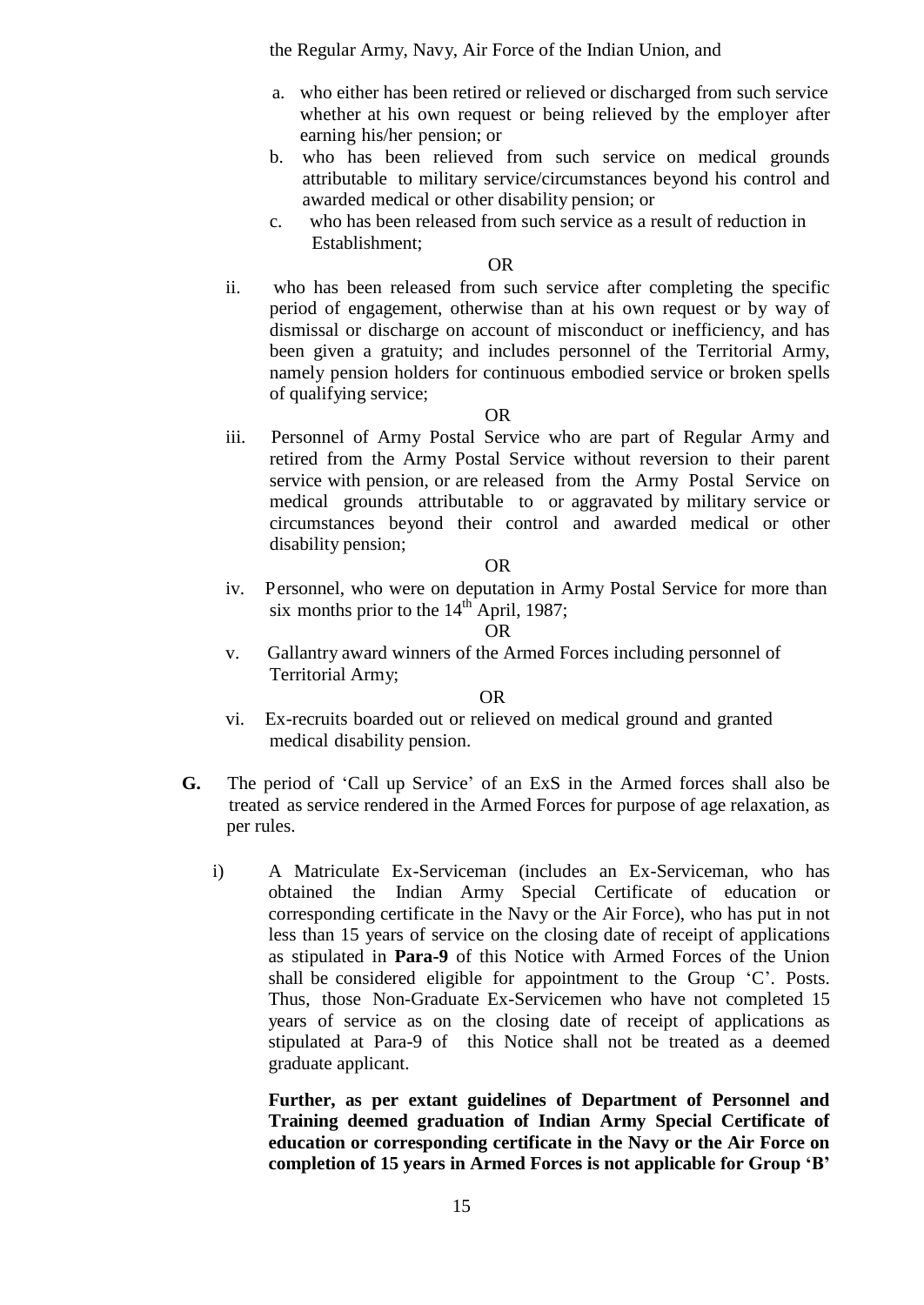the Regular Army, Navy, Air Force of the Indian Union, and

a. who either has been retired or relieved or discharged from such service whether at his own request or being relieved by the employer after earning his/her pension; or
b. who has been relieved from such service on medical grounds attributable to military service/circumstances beyond his control and awarded medical or other disability pension; or
c. who has been released from such service as a result of reduction in Establishment;

OR

ii. who has been released from such service after completing the specific period of engagement, otherwise than at his own request or by way of dismissal or discharge on account of misconduct or inefficiency, and has been given a gratuity; and includes personnel of the Territorial Army, namely pension holders for continuous embodied service or broken spells of qualifying service;

OR

iii. Personnel of Army Postal Service who are part of Regular Army and retired from the Army Postal Service without reversion to their parent service with pension, or are released from the Army Postal Service on medical grounds attributable to or aggravated by military service or circumstances beyond their control and awarded medical or other disability pension;

OR

iv. Personnel, who were on deputation in Army Postal Service for more than six months prior to the 14th April, 1987;

OR

v. Gallantry award winners of the Armed Forces including personnel of Territorial Army;

OR

vi. Ex-recruits boarded out or relieved on medical ground and granted medical disability pension.

**G.** The period of 'Call up Service' of an ExS in the Armed forces shall also be treated as service rendered in the Armed Forces for purpose of age relaxation, as per rules.

i) A Matriculate Ex-Serviceman (includes an Ex-Serviceman, who has obtained the Indian Army Special Certificate of education or corresponding certificate in the Navy or the Air Force), who has put in not less than 15 years of service on the closing date of receipt of applications as stipulated in **Para-9** of this Notice with Armed Forces of the Union shall be considered eligible for appointment to the Group 'C'. Posts. Thus, those Non-Graduate Ex-Servicemen who have not completed 15 years of service as on the closing date of receipt of applications as stipulated at Para-9 of this Notice shall not be treated as a deemed graduate applicant.

**Further, as per extant guidelines of Department of Personnel and Training deemed graduation of Indian Army Special Certificate of education or corresponding certificate in the Navy or the Air Force on completion of 15 years in Armed Forces is not applicable for Group 'B'**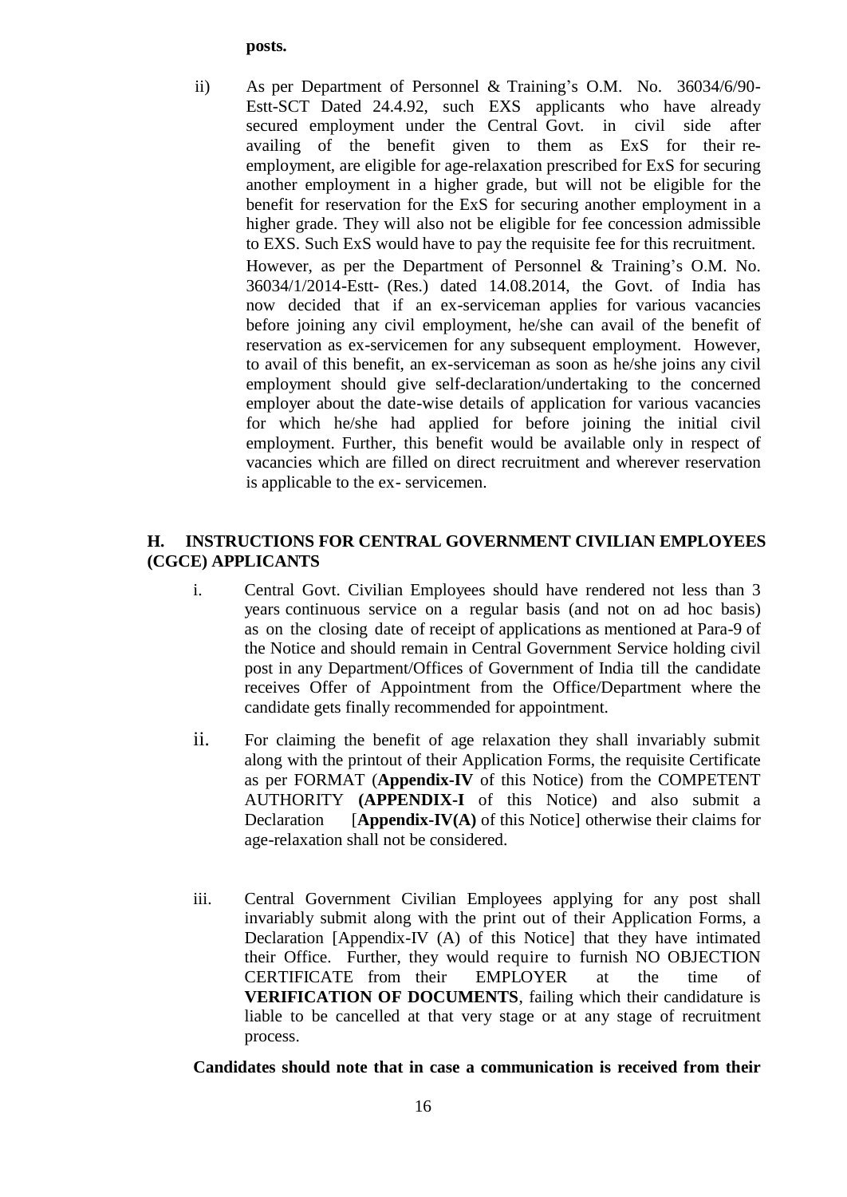**posts.**

ii) As per Department of Personnel & Training's O.M. No. 36034/6/90-Estt-SCT Dated 24.4.92, such EXS applicants who have already secured employment under the Central Govt. in civil side after availing of the benefit given to them as ExS for their re-employment, are eligible for age-relaxation prescribed for ExS for securing another employment in a higher grade, but will not be eligible for the benefit for reservation for the ExS for securing another employment in a higher grade. They will also not be eligible for fee concession admissible to EXS. Such ExS would have to pay the requisite fee for this recruitment.

However, as per the Department of Personnel & Training's O.M. No. 36034/1/2014-Estt- (Res.) dated 14.08.2014, the Govt. of India has now decided that if an ex-serviceman applies for various vacancies before joining any civil employment, he/she can avail of the benefit of reservation as ex-servicemen for any subsequent employment. However, to avail of this benefit, an ex-serviceman as soon as he/she joins any civil employment should give self-declaration/undertaking to the concerned employer about the date-wise details of application for various vacancies for which he/she had applied for before joining the initial civil employment. Further, this benefit would be available only in respect of vacancies which are filled on direct recruitment and wherever reservation is applicable to the ex- servicemen.

## H. INSTRUCTIONS FOR CENTRAL GOVERNMENT CIVILIAN EMPLOYEES (CGCE) APPLICANTS

i. Central Govt. Civilian Employees should have rendered not less than 3 years continuous service on a regular basis (and not on ad hoc basis) as on the closing date of receipt of applications as mentioned at Para-9 of the Notice and should remain in Central Government Service holding civil post in any Department/Offices of Government of India till the candidate receives Offer of Appointment from the Office/Department where the candidate gets finally recommended for appointment.

ii. For claiming the benefit of age relaxation they shall invariably submit along with the printout of their Application Forms, the requisite Certificate as per FORMAT (**Appendix-IV** of this Notice) from the COMPETENT AUTHORITY **(APPENDIX-I** of this Notice) and also submit a Declaration [**Appendix-IV(A)** of this Notice] otherwise their claims for age-relaxation shall not be considered.

iii. Central Government Civilian Employees applying for any post shall invariably submit along with the print out of their Application Forms, a Declaration [Appendix-IV (A) of this Notice] that they have intimated their Office. Further, they would require to furnish NO OBJECTION CERTIFICATE from their EMPLOYER at the time of **VERIFICATION OF DOCUMENTS**, failing which their candidature is liable to be cancelled at that very stage or at any stage of recruitment process.

**Candidates should note that in case a communication is received from their**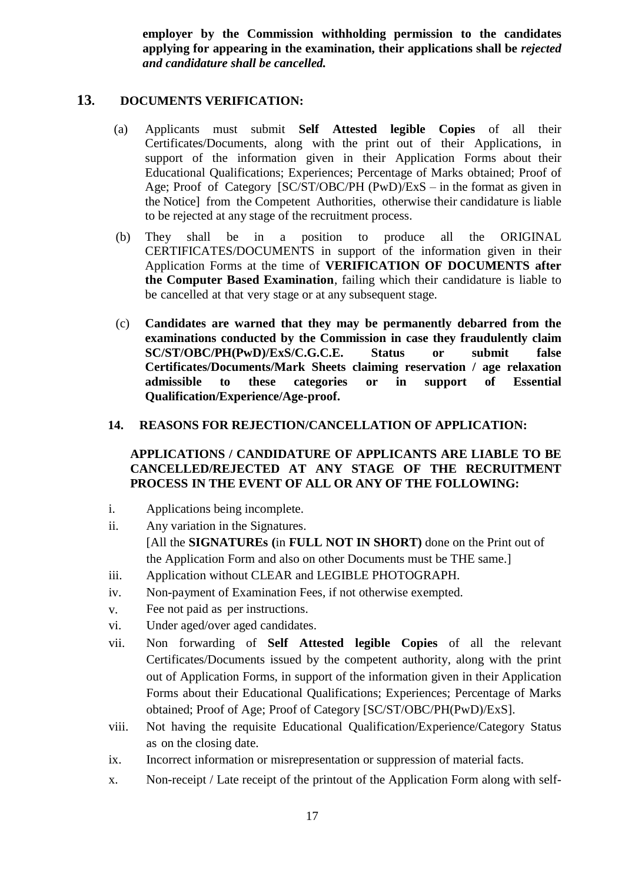**employer by the Commission withholding permission to the candidates applying for appearing in the examination, their applications shall be *rejected and candidature shall be cancelled.***

## 13. DOCUMENTS VERIFICATION:

(a) Applicants must submit **Self Attested legible Copies** of all their Certificates/Documents, along with the print out of their Applications, in support of the information given in their Application Forms about their Educational Qualifications; Experiences; Percentage of Marks obtained; Proof of Age; Proof of Category [SC/ST/OBC/PH (PwD)/ExS – in the format as given in the Notice] from the Competent Authorities, otherwise their candidature is liable to be rejected at any stage of the recruitment process.

(b) They shall be in a position to produce all the ORIGINAL CERTIFICATES/DOCUMENTS in support of the information given in their Application Forms at the time of **VERIFICATION OF DOCUMENTS after the Computer Based Examination**, failing which their candidature is liable to be cancelled at that very stage or at any subsequent stage.

(c) **Candidates are warned that they may be permanently debarred from the examinations conducted by the Commission in case they fraudulently claim SC/ST/OBC/PH(PwD)/ExS/C.G.C.E. Status or submit false Certificates/Documents/Mark Sheets claiming reservation / age relaxation admissible to these categories or in support of Essential Qualification/Experience/Age-proof.**

## 14. REASONS FOR REJECTION/CANCELLATION OF APPLICATION:

**APPLICATIONS / CANDIDATURE OF APPLICANTS ARE LIABLE TO BE CANCELLED/REJECTED AT ANY STAGE OF THE RECRUITMENT PROCESS IN THE EVENT OF ALL OR ANY OF THE FOLLOWING:**

i. Applications being incomplete.

ii. Any variation in the Signatures.
[All the **SIGNATUREs (**in **FULL NOT IN SHORT)** done on the Print out of the Application Form and also on other Documents must be THE same.]

iii. Application without CLEAR and LEGIBLE PHOTOGRAPH.

iv. Non-payment of Examination Fees, if not otherwise exempted.

v. Fee not paid as per instructions.

vi. Under aged/over aged candidates.

vii. Non forwarding of **Self Attested legible Copies** of all the relevant Certificates/Documents issued by the competent authority, along with the print out of Application Forms, in support of the information given in their Application Forms about their Educational Qualifications; Experiences; Percentage of Marks obtained; Proof of Age; Proof of Category [SC/ST/OBC/PH(PwD)/ExS].

viii. Not having the requisite Educational Qualification/Experience/Category Status as on the closing date.

ix. Incorrect information or misrepresentation or suppression of material facts.

x. Non-receipt / Late receipt of the printout of the Application Form along with self-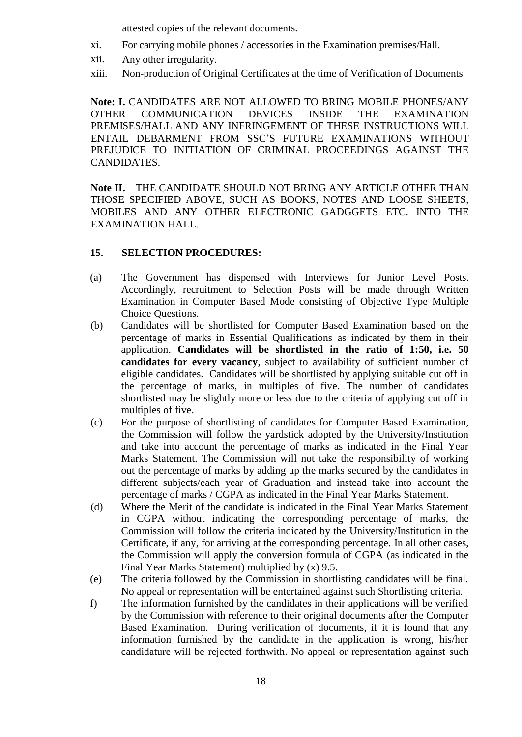attested copies of the relevant documents.

xi. For carrying mobile phones / accessories in the Examination premises/Hall.

xii. Any other irregularity.

xiii. Non-production of Original Certificates at the time of Verification of Documents

**Note: I.** CANDIDATES ARE NOT ALLOWED TO BRING MOBILE PHONES/ANY OTHER COMMUNICATION DEVICES INSIDE THE EXAMINATION PREMISES/HALL AND ANY INFRINGEMENT OF THESE INSTRUCTIONS WILL ENTAIL DEBARMENT FROM SSC'S FUTURE EXAMINATIONS WITHOUT PREJUDICE TO INITIATION OF CRIMINAL PROCEEDINGS AGAINST THE CANDIDATES.

**Note II.** THE CANDIDATE SHOULD NOT BRING ANY ARTICLE OTHER THAN THOSE SPECIFIED ABOVE, SUCH AS BOOKS, NOTES AND LOOSE SHEETS, MOBILES AND ANY OTHER ELECTRONIC GADGGETS ETC. INTO THE EXAMINATION HALL.

## 15. SELECTION PROCEDURES:

(a) The Government has dispensed with Interviews for Junior Level Posts. Accordingly, recruitment to Selection Posts will be made through Written Examination in Computer Based Mode consisting of Objective Type Multiple Choice Questions.

(b) Candidates will be shortlisted for Computer Based Examination based on the percentage of marks in Essential Qualifications as indicated by them in their application. **Candidates will be shortlisted in the ratio of 1:50, i.e. 50 candidates for every vacancy**, subject to availability of sufficient number of eligible candidates. Candidates will be shortlisted by applying suitable cut off in the percentage of marks, in multiples of five. The number of candidates shortlisted may be slightly more or less due to the criteria of applying cut off in multiples of five.

(c) For the purpose of shortlisting of candidates for Computer Based Examination, the Commission will follow the yardstick adopted by the University/Institution and take into account the percentage of marks as indicated in the Final Year Marks Statement. The Commission will not take the responsibility of working out the percentage of marks by adding up the marks secured by the candidates in different subjects/each year of Graduation and instead take into account the percentage of marks / CGPA as indicated in the Final Year Marks Statement.

(d) Where the Merit of the candidate is indicated in the Final Year Marks Statement in CGPA without indicating the corresponding percentage of marks, the Commission will follow the criteria indicated by the University/Institution in the Certificate, if any, for arriving at the corresponding percentage. In all other cases, the Commission will apply the conversion formula of CGPA (as indicated in the Final Year Marks Statement) multiplied by (x) 9.5.

(e) The criteria followed by the Commission in shortlisting candidates will be final. No appeal or representation will be entertained against such Shortlisting criteria.

f) The information furnished by the candidates in their applications will be verified by the Commission with reference to their original documents after the Computer Based Examination. During verification of documents, if it is found that any information furnished by the candidate in the application is wrong, his/her candidature will be rejected forthwith. No appeal or representation against such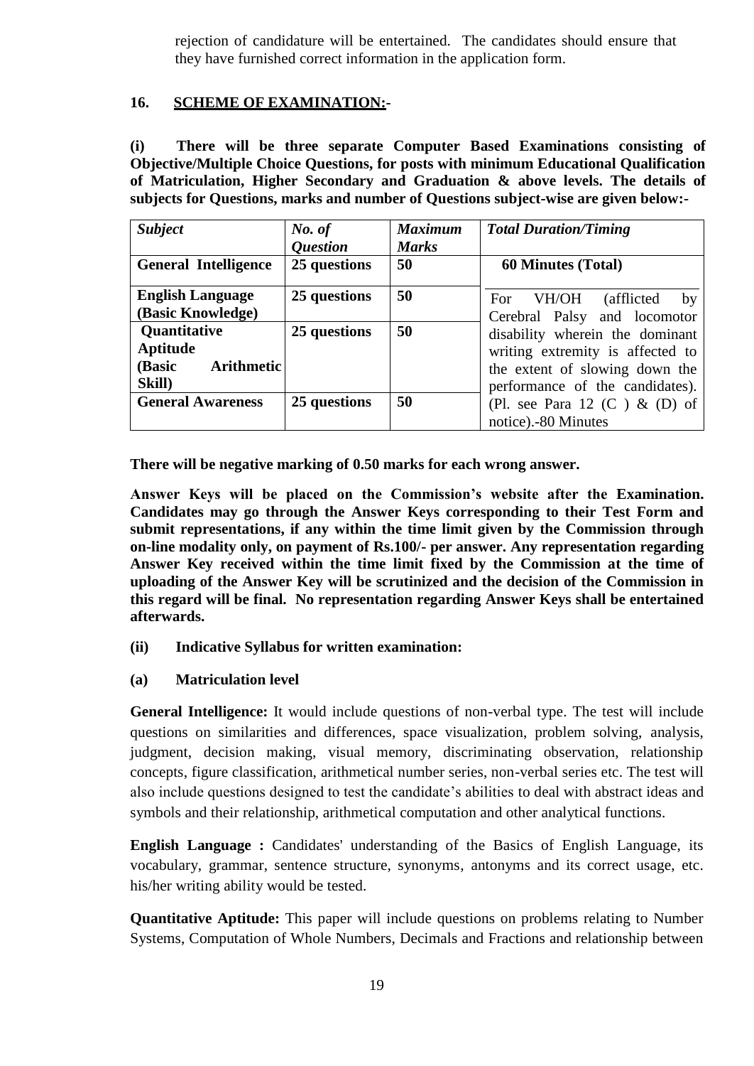rejection of candidature will be entertained. The candidates should ensure that they have furnished correct information in the application form.

**16. SCHEME OF EXAMINATION:-**

**(i) There will be three separate Computer Based Examinations consisting of Objective/Multiple Choice Questions, for posts with minimum Educational Qualification of Matriculation, Higher Secondary and Graduation & above levels. The details of subjects for Questions, marks and number of Questions subject-wise are given below:-**

| ***Subject*** | ***No. of Question*** | ***Maximum Marks*** | ***Total Duration/Timing*** |
|---|---|---|---|
| **General Intelligence** | **25 questions** | **50** | **60 Minutes (Total)** |
| **English Language (Basic Knowledge)** | **25 questions** | **50** | For VH/OH (afflicted by Cerebral Palsy and locomotor disability wherein the dominant writing extremity is affected to the extent of slowing down the performance of the candidates). (Pl. see Para 12 (C ) & (D) of notice).-80 Minutes |
| **Quantitative Aptitude (Basic Arithmetic Skill)** | **25 questions** | **50** | |
| **General Awareness** | **25 questions** | **50** | |

**There will be negative marking of 0.50 marks for each wrong answer.**

**Answer Keys will be placed on the Commission's website after the Examination. Candidates may go through the Answer Keys corresponding to their Test Form and submit representations, if any within the time limit given by the Commission through on-line modality only, on payment of Rs.100/- per answer. Any representation regarding Answer Key received within the time limit fixed by the Commission at the time of uploading of the Answer Key will be scrutinized and the decision of the Commission in this regard will be final. No representation regarding Answer Keys shall be entertained afterwards.**

**(ii) Indicative Syllabus for written examination:**

**(a) Matriculation level**

**General Intelligence:** It would include questions of non-verbal type. The test will include questions on similarities and differences, space visualization, problem solving, analysis, judgment, decision making, visual memory, discriminating observation, relationship concepts, figure classification, arithmetical number series, non-verbal series etc. The test will also include questions designed to test the candidate's abilities to deal with abstract ideas and symbols and their relationship, arithmetical computation and other analytical functions.

**English Language :** Candidates' understanding of the Basics of English Language, its vocabulary, grammar, sentence structure, synonyms, antonyms and its correct usage, etc. his/her writing ability would be tested.

**Quantitative Aptitude:** This paper will include questions on problems relating to Number Systems, Computation of Whole Numbers, Decimals and Fractions and relationship between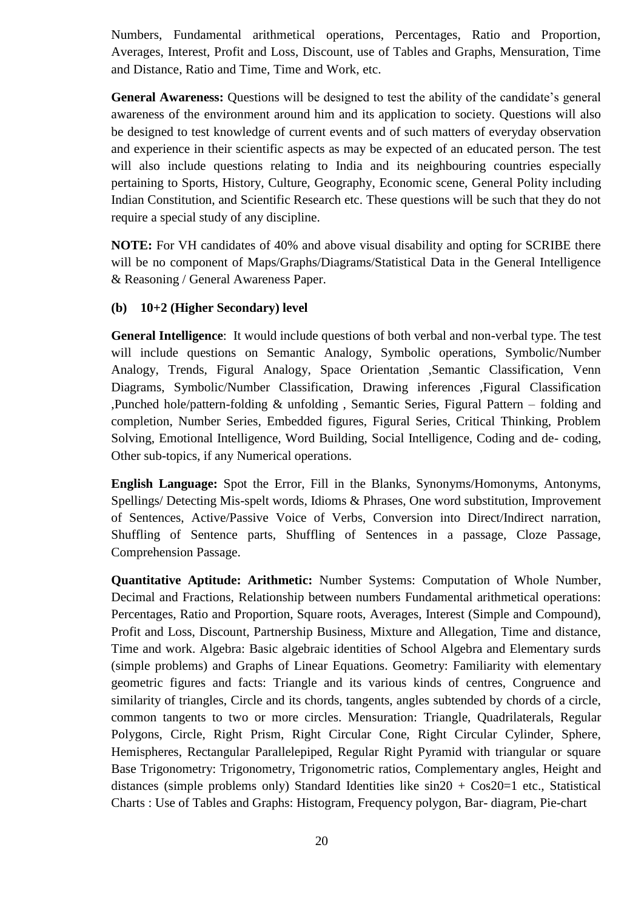Numbers, Fundamental arithmetical operations, Percentages, Ratio and Proportion, Averages, Interest, Profit and Loss, Discount, use of Tables and Graphs, Mensuration, Time and Distance, Ratio and Time, Time and Work, etc.

**General Awareness:** Questions will be designed to test the ability of the candidate's general awareness of the environment around him and its application to society. Questions will also be designed to test knowledge of current events and of such matters of everyday observation and experience in their scientific aspects as may be expected of an educated person. The test will also include questions relating to India and its neighbouring countries especially pertaining to Sports, History, Culture, Geography, Economic scene, General Polity including Indian Constitution, and Scientific Research etc. These questions will be such that they do not require a special study of any discipline.

**NOTE:** For VH candidates of 40% and above visual disability and opting for SCRIBE there will be no component of Maps/Graphs/Diagrams/Statistical Data in the General Intelligence & Reasoning / General Awareness Paper.

**(b) 10+2 (Higher Secondary) level**

**General Intelligence**: It would include questions of both verbal and non-verbal type. The test will include questions on Semantic Analogy, Symbolic operations, Symbolic/Number Analogy, Trends, Figural Analogy, Space Orientation ,Semantic Classification, Venn Diagrams, Symbolic/Number Classification, Drawing inferences ,Figural Classification ,Punched hole/pattern-folding & unfolding , Semantic Series, Figural Pattern – folding and completion, Number Series, Embedded figures, Figural Series, Critical Thinking, Problem Solving, Emotional Intelligence, Word Building, Social Intelligence, Coding and de- coding, Other sub-topics, if any Numerical operations.

**English Language:** Spot the Error, Fill in the Blanks, Synonyms/Homonyms, Antonyms, Spellings/ Detecting Mis-spelt words, Idioms & Phrases, One word substitution, Improvement of Sentences, Active/Passive Voice of Verbs, Conversion into Direct/Indirect narration, Shuffling of Sentence parts, Shuffling of Sentences in a passage, Cloze Passage, Comprehension Passage.

**Quantitative Aptitude: Arithmetic:** Number Systems: Computation of Whole Number, Decimal and Fractions, Relationship between numbers Fundamental arithmetical operations: Percentages, Ratio and Proportion, Square roots, Averages, Interest (Simple and Compound), Profit and Loss, Discount, Partnership Business, Mixture and Allegation, Time and distance, Time and work. Algebra: Basic algebraic identities of School Algebra and Elementary surds (simple problems) and Graphs of Linear Equations. Geometry: Familiarity with elementary geometric figures and facts: Triangle and its various kinds of centres, Congruence and similarity of triangles, Circle and its chords, tangents, angles subtended by chords of a circle, common tangents to two or more circles. Mensuration: Triangle, Quadrilaterals, Regular Polygons, Circle, Right Prism, Right Circular Cone, Right Circular Cylinder, Sphere, Hemispheres, Rectangular Parallelepiped, Regular Right Pyramid with triangular or square Base Trigonometry: Trigonometry, Trigonometric ratios, Complementary angles, Height and distances (simple problems only) Standard Identities like sin20 + Cos20=1 etc., Statistical Charts : Use of Tables and Graphs: Histogram, Frequency polygon, Bar- diagram, Pie-chart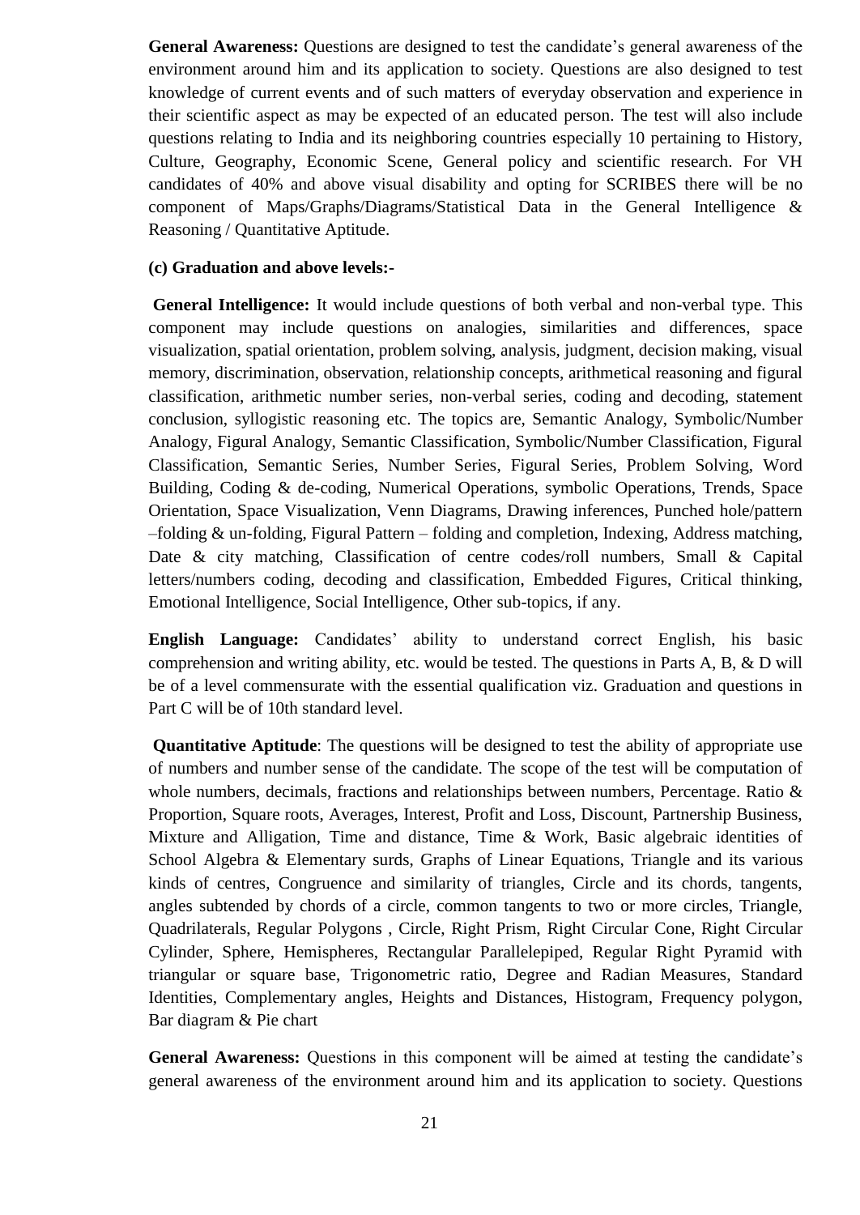**General Awareness:** Questions are designed to test the candidate's general awareness of the environment around him and its application to society. Questions are also designed to test knowledge of current events and of such matters of everyday observation and experience in their scientific aspect as may be expected of an educated person. The test will also include questions relating to India and its neighboring countries especially 10 pertaining to History, Culture, Geography, Economic Scene, General policy and scientific research. For VH candidates of 40% and above visual disability and opting for SCRIBES there will be no component of Maps/Graphs/Diagrams/Statistical Data in the General Intelligence & Reasoning / Quantitative Aptitude.

**(c) Graduation and above levels:-**

**General Intelligence:** It would include questions of both verbal and non-verbal type. This component may include questions on analogies, similarities and differences, space visualization, spatial orientation, problem solving, analysis, judgment, decision making, visual memory, discrimination, observation, relationship concepts, arithmetical reasoning and figural classification, arithmetic number series, non-verbal series, coding and decoding, statement conclusion, syllogistic reasoning etc. The topics are, Semantic Analogy, Symbolic/Number Analogy, Figural Analogy, Semantic Classification, Symbolic/Number Classification, Figural Classification, Semantic Series, Number Series, Figural Series, Problem Solving, Word Building, Coding & de-coding, Numerical Operations, symbolic Operations, Trends, Space Orientation, Space Visualization, Venn Diagrams, Drawing inferences, Punched hole/pattern –folding & un-folding, Figural Pattern – folding and completion, Indexing, Address matching, Date & city matching, Classification of centre codes/roll numbers, Small & Capital letters/numbers coding, decoding and classification, Embedded Figures, Critical thinking, Emotional Intelligence, Social Intelligence, Other sub-topics, if any.

**English Language:** Candidates' ability to understand correct English, his basic comprehension and writing ability, etc. would be tested. The questions in Parts A, B, & D will be of a level commensurate with the essential qualification viz. Graduation and questions in Part C will be of 10th standard level.

**Quantitative Aptitude**: The questions will be designed to test the ability of appropriate use of numbers and number sense of the candidate. The scope of the test will be computation of whole numbers, decimals, fractions and relationships between numbers, Percentage. Ratio & Proportion, Square roots, Averages, Interest, Profit and Loss, Discount, Partnership Business, Mixture and Alligation, Time and distance, Time & Work, Basic algebraic identities of School Algebra & Elementary surds, Graphs of Linear Equations, Triangle and its various kinds of centres, Congruence and similarity of triangles, Circle and its chords, tangents, angles subtended by chords of a circle, common tangents to two or more circles, Triangle, Quadrilaterals, Regular Polygons , Circle, Right Prism, Right Circular Cone, Right Circular Cylinder, Sphere, Hemispheres, Rectangular Parallelepiped, Regular Right Pyramid with triangular or square base, Trigonometric ratio, Degree and Radian Measures, Standard Identities, Complementary angles, Heights and Distances, Histogram, Frequency polygon, Bar diagram & Pie chart

**General Awareness:** Questions in this component will be aimed at testing the candidate's general awareness of the environment around him and its application to society. Questions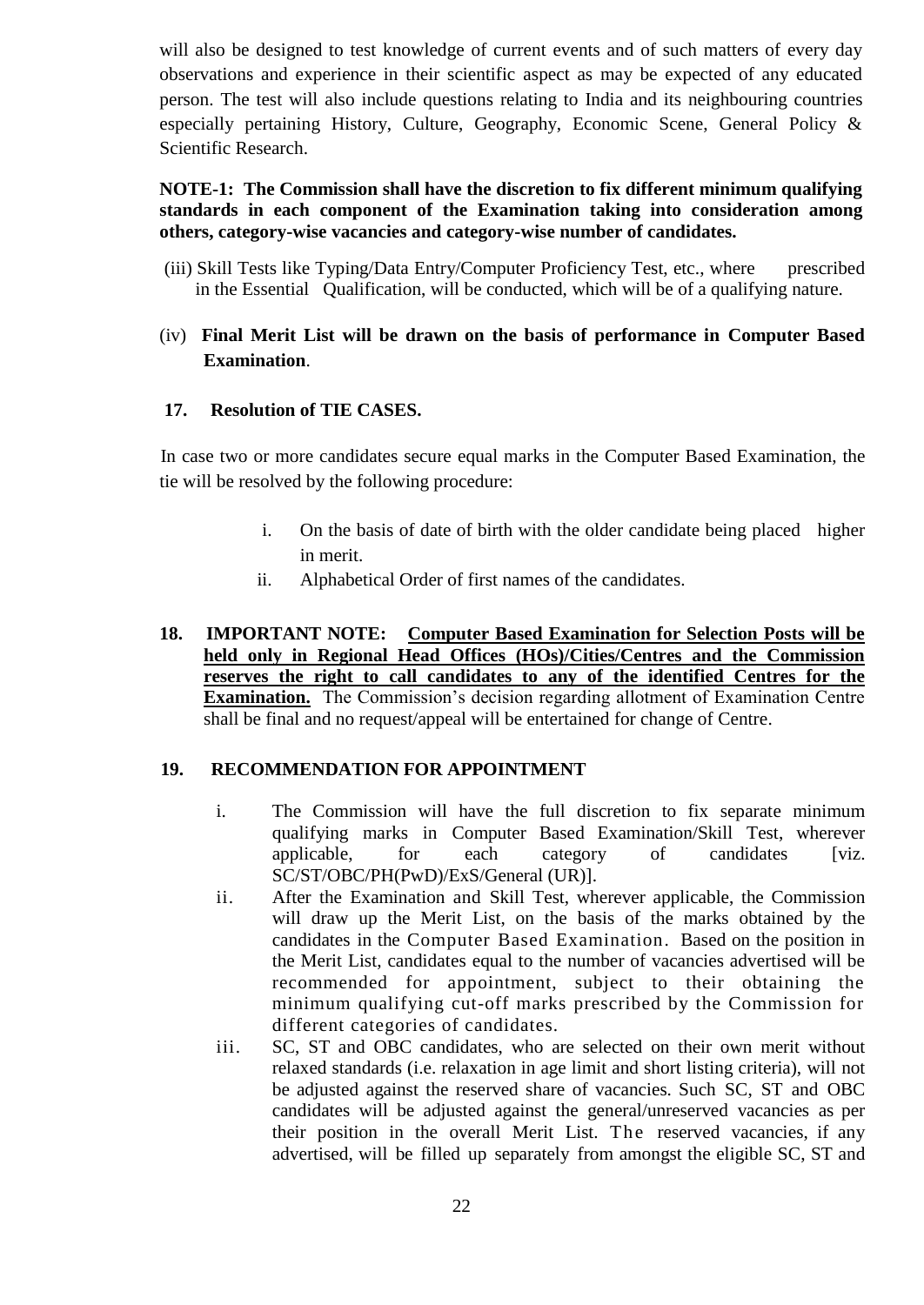will also be designed to test knowledge of current events and of such matters of every day observations and experience in their scientific aspect as may be expected of any educated person. The test will also include questions relating to India and its neighbouring countries especially pertaining History, Culture, Geography, Economic Scene, General Policy & Scientific Research.

**NOTE-1: The Commission shall have the discretion to fix different minimum qualifying standards in each component of the Examination taking into consideration among others, category-wise vacancies and category-wise number of candidates.**

(iii) Skill Tests like Typing/Data Entry/Computer Proficiency Test, etc., where prescribed in the Essential Qualification, will be conducted, which will be of a qualifying nature.

(iv) **Final Merit List will be drawn on the basis of performance in Computer Based Examination**.

**17. Resolution of TIE CASES.**

In case two or more candidates secure equal marks in the Computer Based Examination, the tie will be resolved by the following procedure:

i. On the basis of date of birth with the older candidate being placed higher in merit.
ii. Alphabetical Order of first names of the candidates.

**18. IMPORTANT NOTE:** **Computer Based Examination for Selection Posts will be held only in Regional Head Offices (HOs)/Cities/Centres and the Commission reserves the right to call candidates to any of the identified Centres for the Examination.** The Commission's decision regarding allotment of Examination Centre shall be final and no request/appeal will be entertained for change of Centre.

**19. RECOMMENDATION FOR APPOINTMENT**

i. The Commission will have the full discretion to fix separate minimum qualifying marks in Computer Based Examination/Skill Test, wherever applicable, for each category of candidates [viz. SC/ST/OBC/PH(PwD)/ExS/General (UR)].
ii. After the Examination and Skill Test, wherever applicable, the Commission will draw up the Merit List, on the basis of the marks obtained by the candidates in the Computer Based Examination. Based on the position in the Merit List, candidates equal to the number of vacancies advertised will be recommended for appointment, subject to their obtaining the minimum qualifying cut-off marks prescribed by the Commission for different categories of candidates.
iii. SC, ST and OBC candidates, who are selected on their own merit without relaxed standards (i.e. relaxation in age limit and short listing criteria), will not be adjusted against the reserved share of vacancies. Such SC, ST and OBC candidates will be adjusted against the general/unreserved vacancies as per their position in the overall Merit List. The reserved vacancies, if any advertised, will be filled up separately from amongst the eligible SC, ST and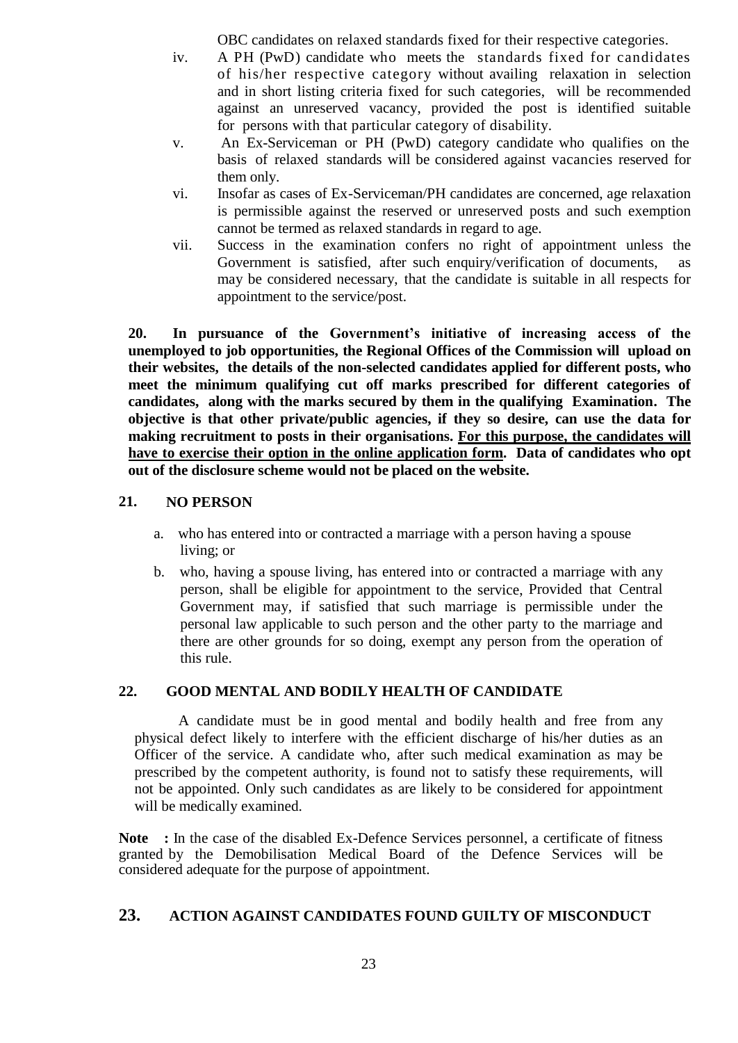OBC candidates on relaxed standards fixed for their respective categories.

iv. A PH (PwD) candidate who meets the standards fixed for candidates of his/her respective category without availing relaxation in selection and in short listing criteria fixed for such categories, will be recommended against an unreserved vacancy, provided the post is identified suitable for persons with that particular category of disability.

v. An Ex-Serviceman or PH (PwD) category candidate who qualifies on the basis of relaxed standards will be considered against vacancies reserved for them only.

vi. Insofar as cases of Ex-Serviceman/PH candidates are concerned, age relaxation is permissible against the reserved or unreserved posts and such exemption cannot be termed as relaxed standards in regard to age.

vii. Success in the examination confers no right of appointment unless the Government is satisfied, after such enquiry/verification of documents, as may be considered necessary, that the candidate is suitable in all respects for appointment to the service/post.

**20. In pursuance of the Government's initiative of increasing access of the unemployed to job opportunities, the Regional Offices of the Commission will upload on their websites, the details of the non-selected candidates applied for different posts, who meet the minimum qualifying cut off marks prescribed for different categories of candidates, along with the marks secured by them in the qualifying Examination. The objective is that other private/public agencies, if they so desire, can use the data for making recruitment to posts in their organisations. <u>For this purpose, the candidates will have to exercise their option in the online application form</u>. Data of candidates who opt out of the disclosure scheme would not be placed on the website.**

## 21. NO PERSON

a. who has entered into or contracted a marriage with a person having a spouse living; or

b. who, having a spouse living, has entered into or contracted a marriage with any person, shall be eligible for appointment to the service, Provided that Central Government may, if satisfied that such marriage is permissible under the personal law applicable to such person and the other party to the marriage and there are other grounds for so doing, exempt any person from the operation of this rule.

## 22. GOOD MENTAL AND BODILY HEALTH OF CANDIDATE

A candidate must be in good mental and bodily health and free from any physical defect likely to interfere with the efficient discharge of his/her duties as an Officer of the service. A candidate who, after such medical examination as may be prescribed by the competent authority, is found not to satisfy these requirements, will not be appointed. Only such candidates as are likely to be considered for appointment will be medically examined.

**Note :** In the case of the disabled Ex-Defence Services personnel, a certificate of fitness granted by the Demobilisation Medical Board of the Defence Services will be considered adequate for the purpose of appointment.

## 23. ACTION AGAINST CANDIDATES FOUND GUILTY OF MISCONDUCT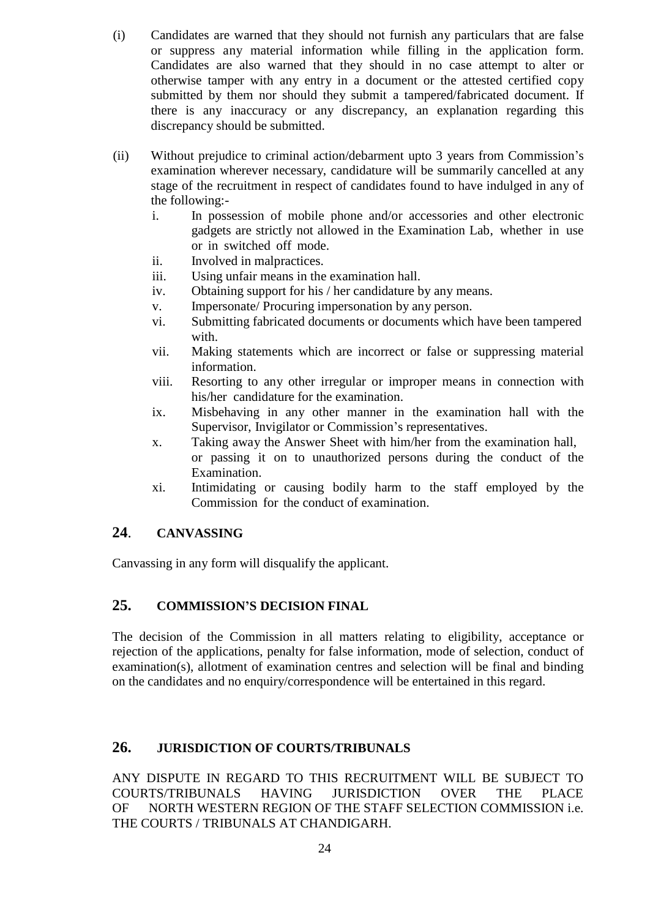(i) Candidates are warned that they should not furnish any particulars that are false or suppress any material information while filling in the application form. Candidates are also warned that they should in no case attempt to alter or otherwise tamper with any entry in a document or the attested certified copy submitted by them nor should they submit a tampered/fabricated document. If there is any inaccuracy or any discrepancy, an explanation regarding this discrepancy should be submitted.

(ii) Without prejudice to criminal action/debarment upto 3 years from Commission's examination wherever necessary, candidature will be summarily cancelled at any stage of the recruitment in respect of candidates found to have indulged in any of the following:-

i. In possession of mobile phone and/or accessories and other electronic gadgets are strictly not allowed in the Examination Lab, whether in use or in switched off mode.
ii. Involved in malpractices.
iii. Using unfair means in the examination hall.
iv. Obtaining support for his / her candidature by any means.
v. Impersonate/ Procuring impersonation by any person.
vi. Submitting fabricated documents or documents which have been tampered with.
vii. Making statements which are incorrect or false or suppressing material information.
viii. Resorting to any other irregular or improper means in connection with his/her candidature for the examination.
ix. Misbehaving in any other manner in the examination hall with the Supervisor, Invigilator or Commission's representatives.
x. Taking away the Answer Sheet with him/her from the examination hall, or passing it on to unauthorized persons during the conduct of the Examination.
xi. Intimidating or causing bodily harm to the staff employed by the Commission for the conduct of examination.

## 24. CANVASSING

Canvassing in any form will disqualify the applicant.

## 25. COMMISSION'S DECISION FINAL

The decision of the Commission in all matters relating to eligibility, acceptance or rejection of the applications, penalty for false information, mode of selection, conduct of examination(s), allotment of examination centres and selection will be final and binding on the candidates and no enquiry/correspondence will be entertained in this regard.

## 26. JURISDICTION OF COURTS/TRIBUNALS

ANY DISPUTE IN REGARD TO THIS RECRUITMENT WILL BE SUBJECT TO COURTS/TRIBUNALS HAVING JURISDICTION OVER THE PLACE OF NORTH WESTERN REGION OF THE STAFF SELECTION COMMISSION i.e. THE COURTS / TRIBUNALS AT CHANDIGARH.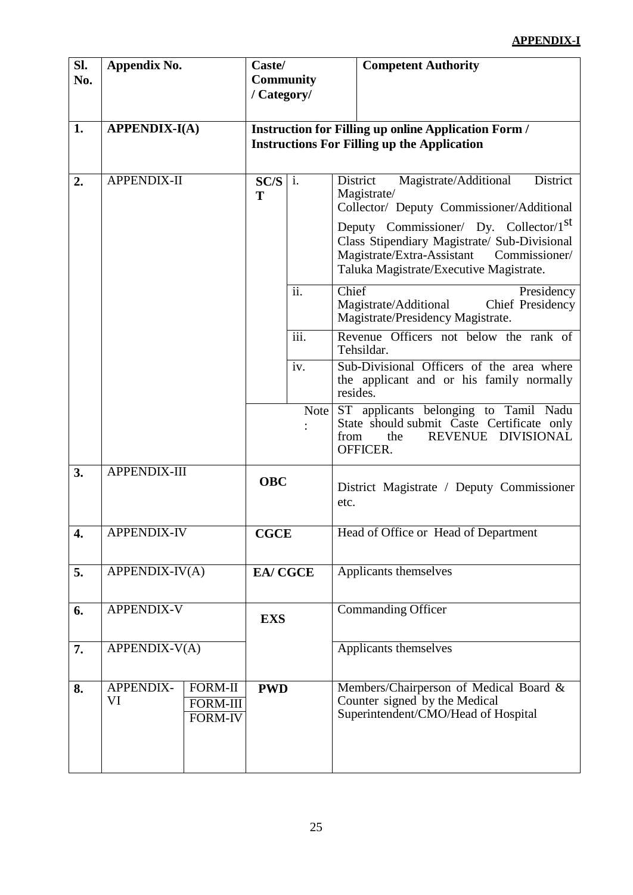**APPENDIX-I**

| Sl. No. | Appendix No. | | Caste/ Community / Category/ | | Competent Authority |
|---|---|---|---|---|---|
| **1.** | **APPENDIX-I(A)** | | **Instruction for Filling up online Application Form / Instructions For Filling up the Application** | | |
| **2.** | APPENDIX-II | | **SC/ST** | i. | District Magistrate/Additional District Magistrate/ Collector/ Deputy Commissioner/Additional Deputy Commissioner/ Dy. Collector/1st Class Stipendiary Magistrate/ Sub-Divisional Magistrate/Extra-Assistant Commissioner/ Taluka Magistrate/Executive Magistrate. |
| | | | | ii. | Chief Presidency Magistrate/Additional Chief Presidency Magistrate/Presidency Magistrate. |
| | | | | iii. | Revenue Officers not below the rank of Tehsildar. |
| | | | | iv. | Sub-Divisional Officers of the area where the applicant and or his family normally resides. |
| | | | | Note : | ST applicants belonging to Tamil Nadu State should submit Caste Certificate only from the REVENUE DIVISIONAL OFFICER. |
| **3.** | APPENDIX-III | | **OBC** | | District Magistrate / Deputy Commissioner etc. |
| **4.** | APPENDIX-IV | | **CGCE** | | Head of Office or Head of Department |
| **5.** | APPENDIX-IV(A) | | **EA/ CGCE** | | Applicants themselves |
| **6.** | APPENDIX-V | | **EXS** | | Commanding Officer |
| **7.** | APPENDIX-V(A) | | | | Applicants themselves |
| **8.** | APPENDIX-VI | FORM-II FORM-III FORM-IV | **PWD** | | Members/Chairperson of Medical Board & Counter signed by the Medical Superintendent/CMO/Head of Hospital |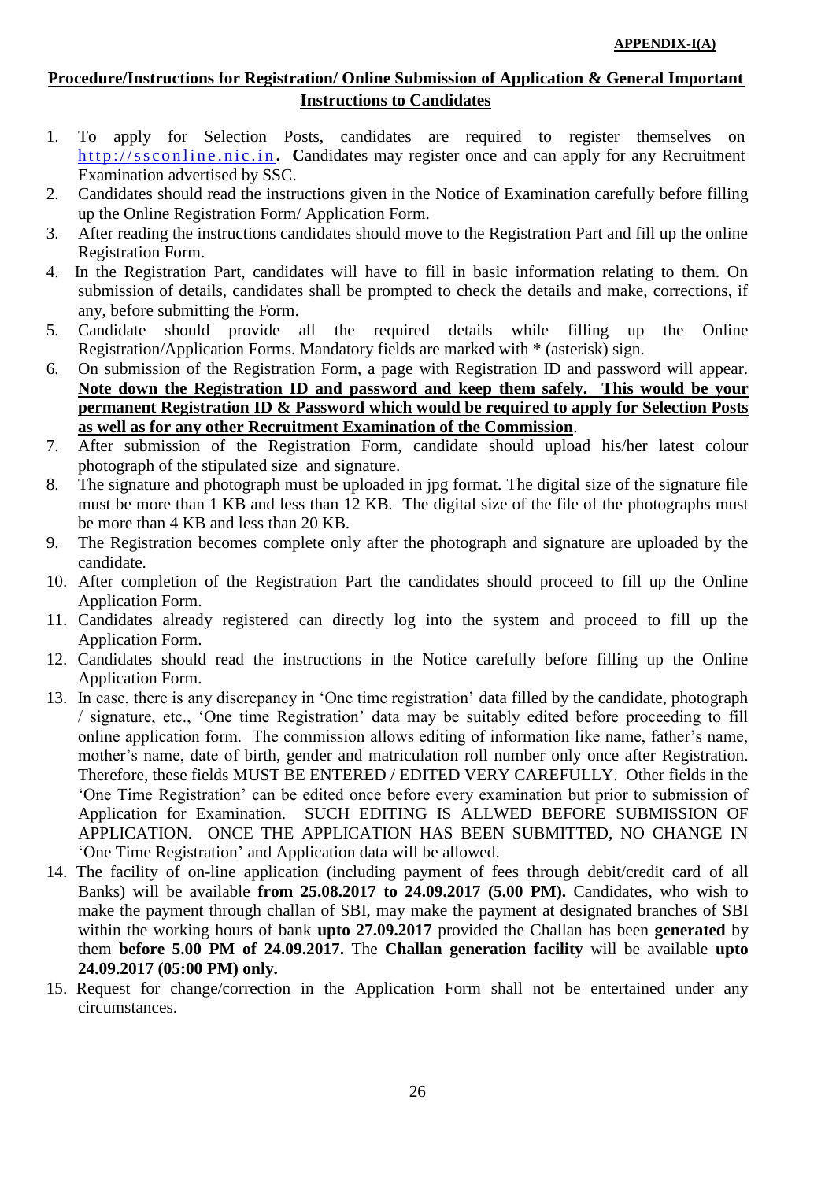**APPENDIX-I(A)**

## Procedure/Instructions for Registration/ Online Submission of Application & General Important Instructions to Candidates

1. To apply for Selection Posts, candidates are required to register themselves on http://ssconline.nic.in**. C**andidates may register once and can apply for any Recruitment Examination advertised by SSC.
2. Candidates should read the instructions given in the Notice of Examination carefully before filling up the Online Registration Form/ Application Form.
3. After reading the instructions candidates should move to the Registration Part and fill up the online Registration Form.
4. In the Registration Part, candidates will have to fill in basic information relating to them. On submission of details, candidates shall be prompted to check the details and make, corrections, if any, before submitting the Form.
5. Candidate should provide all the required details while filling up the Online Registration/Application Forms. Mandatory fields are marked with * (asterisk) sign.
6. On submission of the Registration Form, a page with Registration ID and password will appear. **Note down the Registration ID and password and keep them safely. This would be your permanent Registration ID & Password which would be required to apply for Selection Posts as well as for any other Recruitment Examination of the Commission**.
7. After submission of the Registration Form, candidate should upload his/her latest colour photograph of the stipulated size and signature.
8. The signature and photograph must be uploaded in jpg format. The digital size of the signature file must be more than 1 KB and less than 12 KB. The digital size of the file of the photographs must be more than 4 KB and less than 20 KB.
9. The Registration becomes complete only after the photograph and signature are uploaded by the candidate.
10. After completion of the Registration Part the candidates should proceed to fill up the Online Application Form.
11. Candidates already registered can directly log into the system and proceed to fill up the Application Form.
12. Candidates should read the instructions in the Notice carefully before filling up the Online Application Form.
13. In case, there is any discrepancy in 'One time registration' data filled by the candidate, photograph / signature, etc., 'One time Registration' data may be suitably edited before proceeding to fill online application form. The commission allows editing of information like name, father's name, mother's name, date of birth, gender and matriculation roll number only once after Registration. Therefore, these fields MUST BE ENTERED / EDITED VERY CAREFULLY. Other fields in the 'One Time Registration' can be edited once before every examination but prior to submission of Application for Examination. SUCH EDITING IS ALLWED BEFORE SUBMISSION OF APPLICATION. ONCE THE APPLICATION HAS BEEN SUBMITTED, NO CHANGE IN 'One Time Registration' and Application data will be allowed.
14. The facility of on-line application (including payment of fees through debit/credit card of all Banks) will be available **from 25.08.2017 to 24.09.2017 (5.00 PM).** Candidates, who wish to make the payment through challan of SBI, may make the payment at designated branches of SBI within the working hours of bank **upto 27.09.2017** provided the Challan has been **generated** by them **before 5.00 PM of 24.09.2017.** The **Challan generation facility** will be available **upto 24.09.2017 (05:00 PM) only.**
15. Request for change/correction in the Application Form shall not be entertained under any circumstances.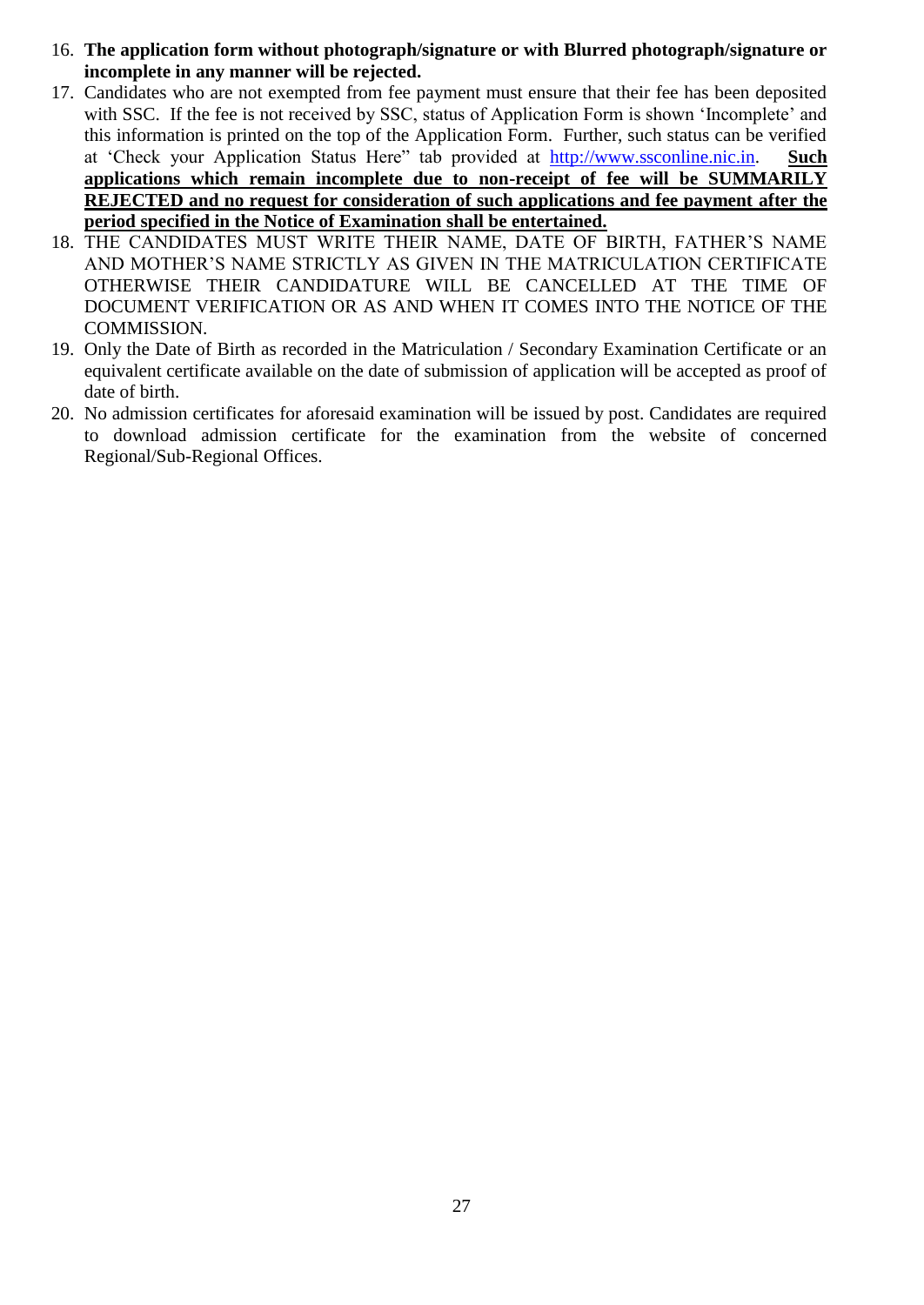16. **The application form without photograph/signature or with Blurred photograph/signature or incomplete in any manner will be rejected.**
17. Candidates who are not exempted from fee payment must ensure that their fee has been deposited with SSC. If the fee is not received by SSC, status of Application Form is shown 'Incomplete' and this information is printed on the top of the Application Form. Further, such status can be verified at 'Check your Application Status Here" tab provided at http://www.ssconline.nic.in. **Such applications which remain incomplete due to non-receipt of fee will be SUMMARILY REJECTED and no request for consideration of such applications and fee payment after the period specified in the Notice of Examination shall be entertained.**
18. THE CANDIDATES MUST WRITE THEIR NAME, DATE OF BIRTH, FATHER'S NAME AND MOTHER'S NAME STRICTLY AS GIVEN IN THE MATRICULATION CERTIFICATE OTHERWISE THEIR CANDIDATURE WILL BE CANCELLED AT THE TIME OF DOCUMENT VERIFICATION OR AS AND WHEN IT COMES INTO THE NOTICE OF THE COMMISSION.
19. Only the Date of Birth as recorded in the Matriculation / Secondary Examination Certificate or an equivalent certificate available on the date of submission of application will be accepted as proof of date of birth.
20. No admission certificates for aforesaid examination will be issued by post. Candidates are required to download admission certificate for the examination from the website of concerned Regional/Sub-Regional Offices.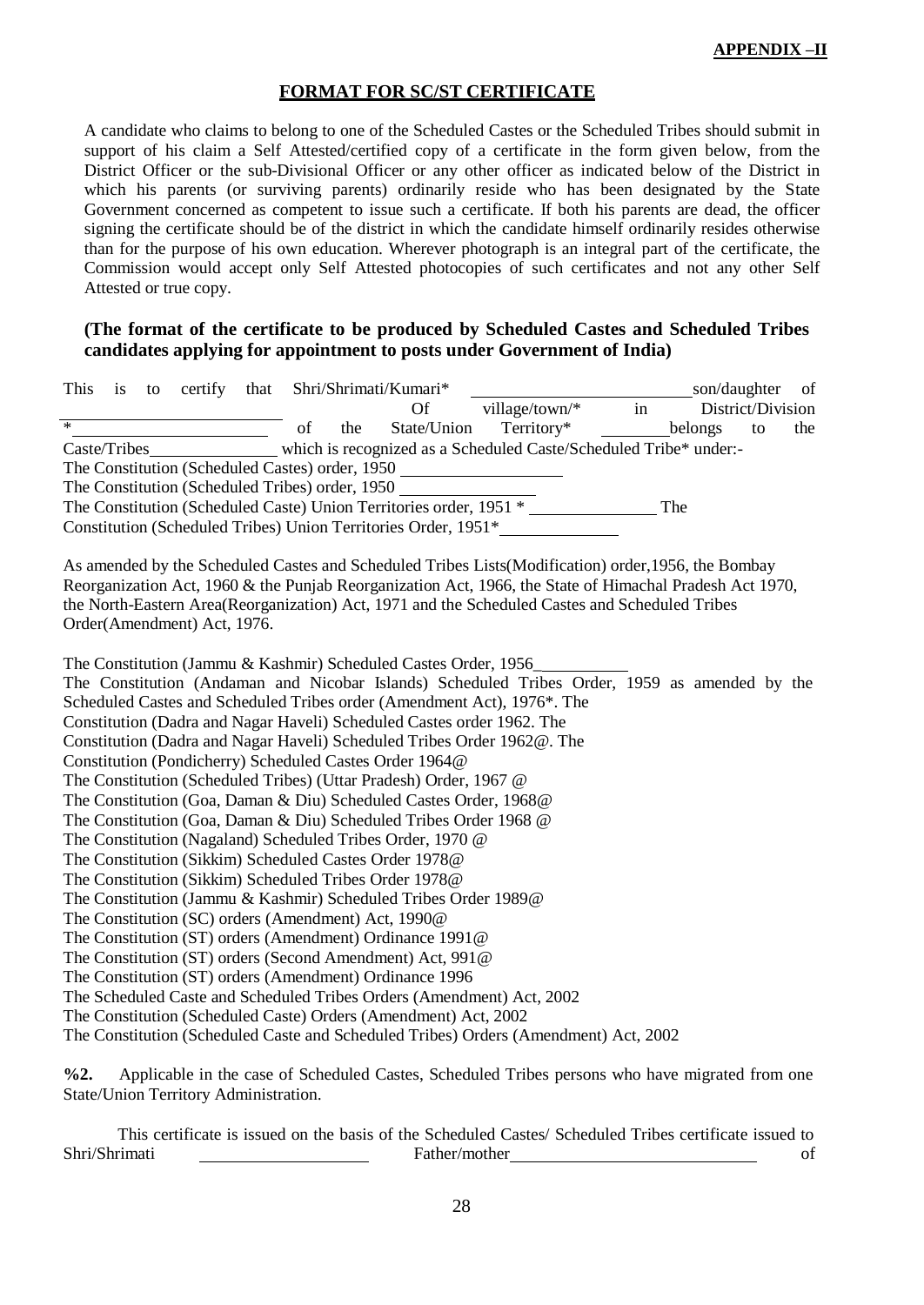**APPENDIX –II**

## FORMAT FOR SC/ST CERTIFICATE

A candidate who claims to belong to one of the Scheduled Castes or the Scheduled Tribes should submit in support of his claim a Self Attested/certified copy of a certificate in the form given below, from the District Officer or the sub-Divisional Officer or any other officer as indicated below of the District in which his parents (or surviving parents) ordinarily reside who has been designated by the State Government concerned as competent to issue such a certificate. If both his parents are dead, the officer signing the certificate should be of the district in which the candidate himself ordinarily resides otherwise than for the purpose of his own education. Wherever photograph is an integral part of the certificate, the Commission would accept only Self Attested photocopies of such certificates and not any other Self Attested or true copy.

**(The format of the certificate to be produced by Scheduled Castes and Scheduled Tribes candidates applying for appointment to posts under Government of India)**

This is to certify that Shri/Shrimati/Kumari* ______________________ son/daughter of ______________________ Of village/town/* in District/Division * ______________________ of the State/Union Territory* ________ belongs to the Caste/Tribes______________ which is recognized as a Scheduled Caste/Scheduled Tribe* under:-
The Constitution (Scheduled Castes) order, 1950 ________________
The Constitution (Scheduled Tribes) order, 1950 ________________
The Constitution (Scheduled Caste) Union Territories order, 1951 * ______________ The Constitution (Scheduled Tribes) Union Territories Order, 1951*______________

As amended by the Scheduled Castes and Scheduled Tribes Lists(Modification) order,1956, the Bombay Reorganization Act, 1960 & the Punjab Reorganization Act, 1966, the State of Himachal Pradesh Act 1970, the North-Eastern Area(Reorganization) Act, 1971 and the Scheduled Castes and Scheduled Tribes Order(Amendment) Act, 1976.

The Constitution (Jammu & Kashmir) Scheduled Castes Order, 1956___________
The Constitution (Andaman and Nicobar Islands) Scheduled Tribes Order, 1959 as amended by the Scheduled Castes and Scheduled Tribes order (Amendment Act), 1976*. The
Constitution (Dadra and Nagar Haveli) Scheduled Castes order 1962. The
Constitution (Dadra and Nagar Haveli) Scheduled Tribes Order 1962@. The
Constitution (Pondicherry) Scheduled Castes Order 1964@
The Constitution (Scheduled Tribes) (Uttar Pradesh) Order, 1967 @
The Constitution (Goa, Daman & Diu) Scheduled Castes Order, 1968@
The Constitution (Goa, Daman & Diu) Scheduled Tribes Order 1968 @
The Constitution (Nagaland) Scheduled Tribes Order, 1970 @
The Constitution (Sikkim) Scheduled Castes Order 1978@
The Constitution (Sikkim) Scheduled Tribes Order 1978@
The Constitution (Jammu & Kashmir) Scheduled Tribes Order 1989@
The Constitution (SC) orders (Amendment) Act, 1990@
The Constitution (ST) orders (Amendment) Ordinance 1991@
The Constitution (ST) orders (Second Amendment) Act, 991@
The Constitution (ST) orders (Amendment) Ordinance 1996
The Scheduled Caste and Scheduled Tribes Orders (Amendment) Act, 2002
The Constitution (Scheduled Caste) Orders (Amendment) Act, 2002
The Constitution (Scheduled Caste and Scheduled Tribes) Orders (Amendment) Act, 2002

**%2.** Applicable in the case of Scheduled Castes, Scheduled Tribes persons who have migrated from one State/Union Territory Administration.

This certificate is issued on the basis of the Scheduled Castes/ Scheduled Tribes certificate issued to Shri/Shrimati ________________ Father/mother ________________________ of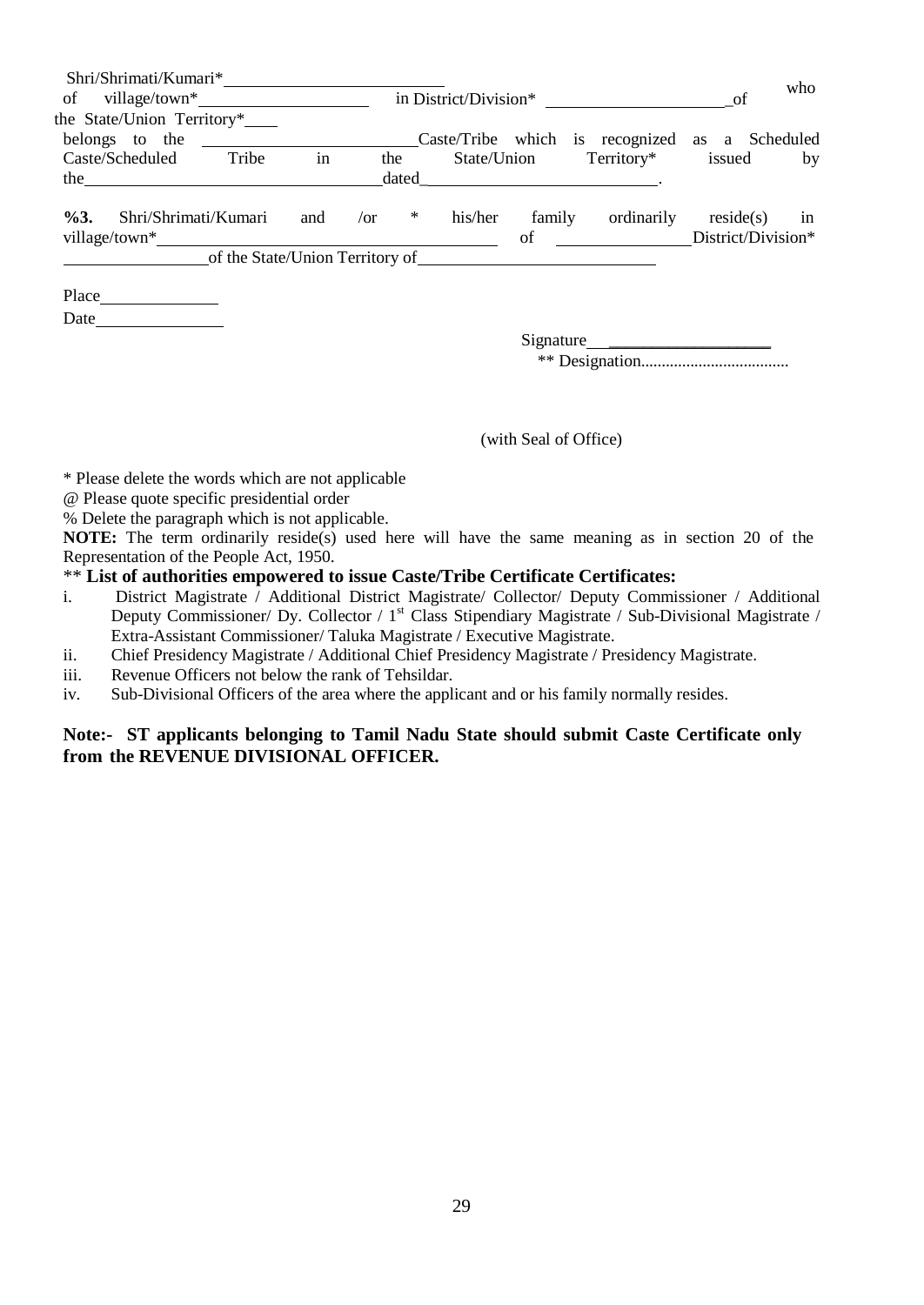Shri/Shrimati/Kumari*\_\_\_\_\_\_\_\_\_\_\_\_\_\_\_\_\_\_\_\_\_\_\_\_\_\_ who of village/town*\_\_\_\_\_\_\_\_\_\_\_\_\_\_\_\_\_\_\_\_ in District/Division\* \_\_\_\_\_\_\_\_\_\_\_\_\_\_\_\_\_\_\_\_\_\_ of the State/Union Territory*\_\_\_\_ belongs to the \_\_\_\_\_\_\_\_\_\_\_\_\_\_\_\_\_\_\_\_\_\_\_\_\_ Caste/Tribe which is recognized as a Scheduled Caste/Scheduled Tribe in the State/Union Territory* issued by the\_\_\_\_\_\_\_\_\_\_\_\_\_\_\_\_\_\_\_\_\_\_\_\_\_\_\_\_\_\_\_\_\_\_\_\_\_ dated\_\_\_\_\_\_\_\_\_\_\_\_\_\_\_\_\_\_\_\_\_\_\_\_\_\_\_\_\_\_.

**%3.** Shri/Shrimati/Kumari and /or * his/her family ordinarily reside(s) in village/town*\_\_\_\_\_\_\_\_\_\_\_\_\_\_\_\_\_\_\_\_\_\_\_\_\_\_\_\_\_\_\_\_\_\_\_\_\_\_\_\_ of \_\_\_\_\_\_\_\_\_\_\_\_\_\_\_\_\_\_ District/Division* \_\_\_\_\_\_\_\_\_\_\_\_\_\_\_\_\_\_ of the State/Union Territory of\_\_\_\_\_\_\_\_\_\_\_\_\_\_\_\_\_\_\_\_\_\_\_\_\_\_\_\_\_\_\_\_

Place\_\_\_\_\_\_\_\_\_\_\_\_\_\_\_

Date\_\_\_\_\_\_\_\_\_\_\_\_\_\_\_\_

Signature\_\_\_\_\_\_\_\_\_\_\_\_\_\_\_\_\_\_\_\_\_\_

** Designation....................................

(with Seal of Office)

\* Please delete the words which are not applicable

@ Please quote specific presidential order

% Delete the paragraph which is not applicable.

**NOTE:** The term ordinarily reside(s) used here will have the same meaning as in section 20 of the Representation of the People Act, 1950.

** **List of authorities empowered to issue Caste/Tribe Certificate Certificates:**

i. District Magistrate / Additional District Magistrate/ Collector/ Deputy Commissioner / Additional Deputy Commissioner/ Dy. Collector / 1st Class Stipendiary Magistrate / Sub-Divisional Magistrate / Extra-Assistant Commissioner/ Taluka Magistrate / Executive Magistrate.

ii. Chief Presidency Magistrate / Additional Chief Presidency Magistrate / Presidency Magistrate.

iii. Revenue Officers not below the rank of Tehsildar.

iv. Sub-Divisional Officers of the area where the applicant and or his family normally resides.

**Note:- ST applicants belonging to Tamil Nadu State should submit Caste Certificate only from the REVENUE DIVISIONAL OFFICER.**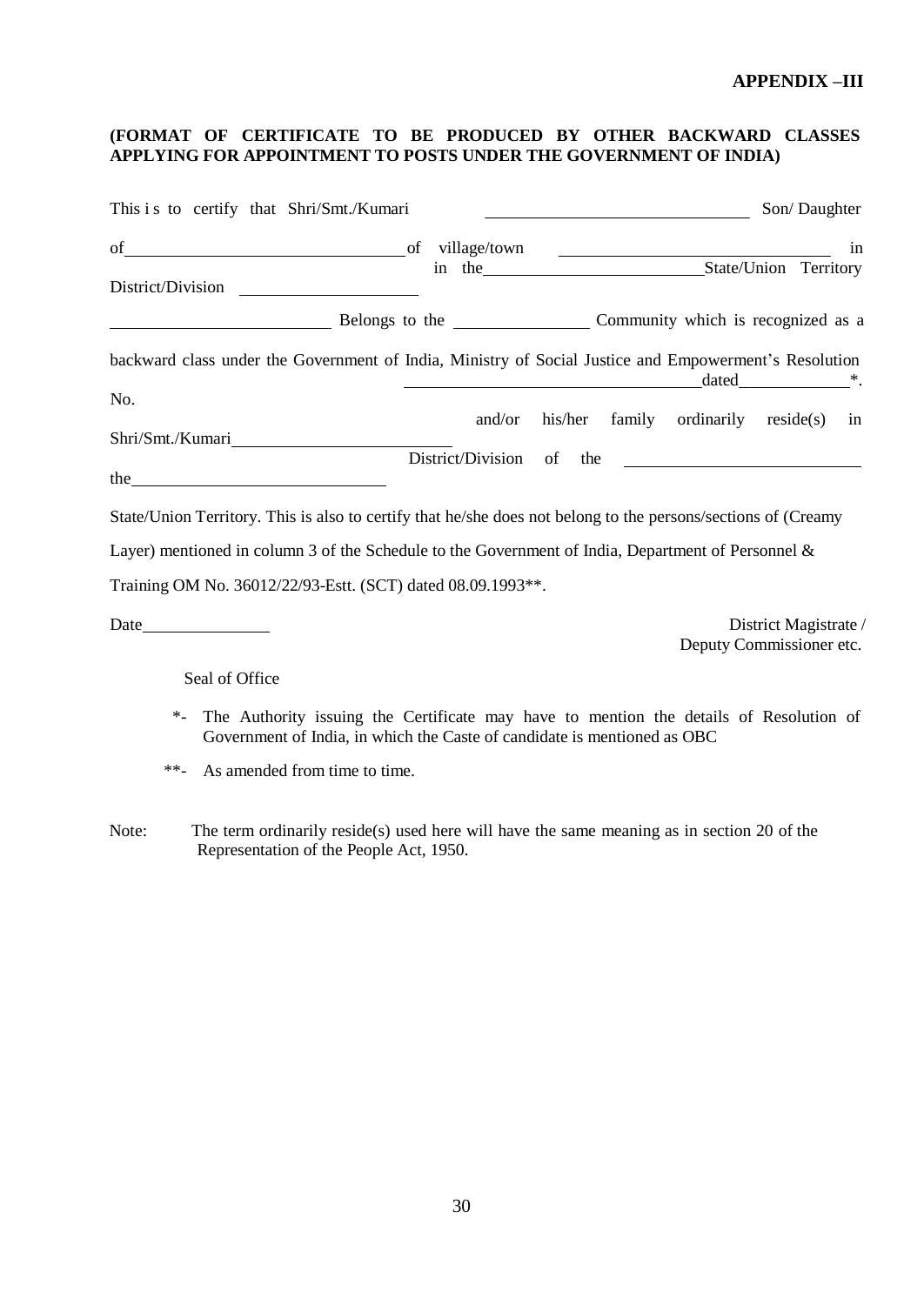**APPENDIX –III**

**(FORMAT OF CERTIFICATE TO BE PRODUCED BY OTHER BACKWARD CLASSES APPLYING FOR APPOINTMENT TO POSTS UNDER THE GOVERNMENT OF INDIA)**

This is to certify that Shri/Smt./Kumari ______________________ Son/ Daughter of ______________________ of village/town ______________________ in District/Division ______________ in the ______________________ State/Union Territory ______________________ Belongs to the ______________ Community which is recognized as a backward class under the Government of India, Ministry of Social Justice and Empowerment's Resolution No. ______________________ dated ____________*. Shri/Smt./Kumari ______________________ and/or his/her family ordinarily reside(s) in the ______________________ District/Division of the ______________________ State/Union Territory. This is also to certify that he/she does not belong to the persons/sections of (Creamy Layer) mentioned in column 3 of the Schedule to the Government of India, Department of Personnel & Training OM No. 36012/22/93-Estt. (SCT) dated 08.09.1993**.

Date______________

District Magistrate /
Deputy Commissioner etc.

Seal of Office

*- The Authority issuing the Certificate may have to mention the details of Resolution of Government of India, in which the Caste of candidate is mentioned as OBC

**- As amended from time to time.

Note: The term ordinarily reside(s) used here will have the same meaning as in section 20 of the Representation of the People Act, 1950.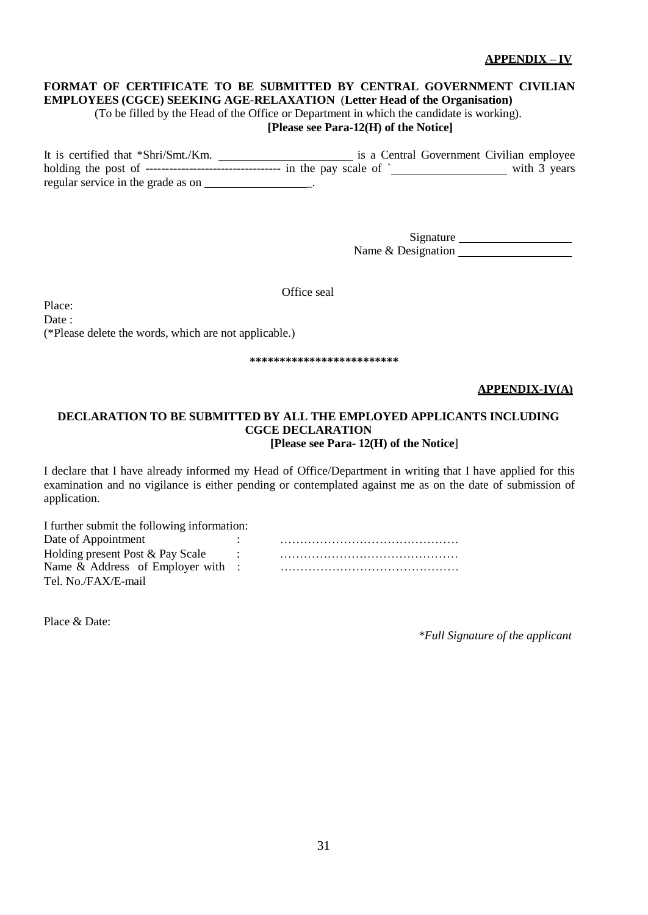**APPENDIX – IV**

**FORMAT OF CERTIFICATE TO BE SUBMITTED BY CENTRAL GOVERNMENT CIVILIAN EMPLOYEES (CGCE) SEEKING AGE-RELAXATION** (**Letter Head of the Organisation)**

(To be filled by the Head of the Office or Department in which the candidate is working).

**[Please see Para-12(H) of the Notice]**

It is certified that *Shri/Smt./Km. ______________________ is a Central Government Civilian employee holding the post of ---------------------------------- in the pay scale of ` ____________________ with 3 years regular service in the grade as on __________________.

Signature ____________________

Name & Designation ____________________

Office seal

Place:

Date :

(*Please delete the words, which are not applicable.)

**************************

**APPENDIX-IV(A)**

**DECLARATION TO BE SUBMITTED BY ALL THE EMPLOYED APPLICANTS INCLUDING CGCE DECLARATION**

**[Please see Para- 12(H) of the Notice**]

I declare that I have already informed my Head of Office/Department in writing that I have applied for this examination and no vigilance is either pending or contemplated against me as on the date of submission of application.

I further submit the following information:

Date of Appointment : ………………………………………

Holding present Post & Pay Scale : ………………………………………

Name & Address of Employer with : ………………………………………
Tel. No./FAX/E-mail

Place & Date:

*\*Full Signature of the applicant*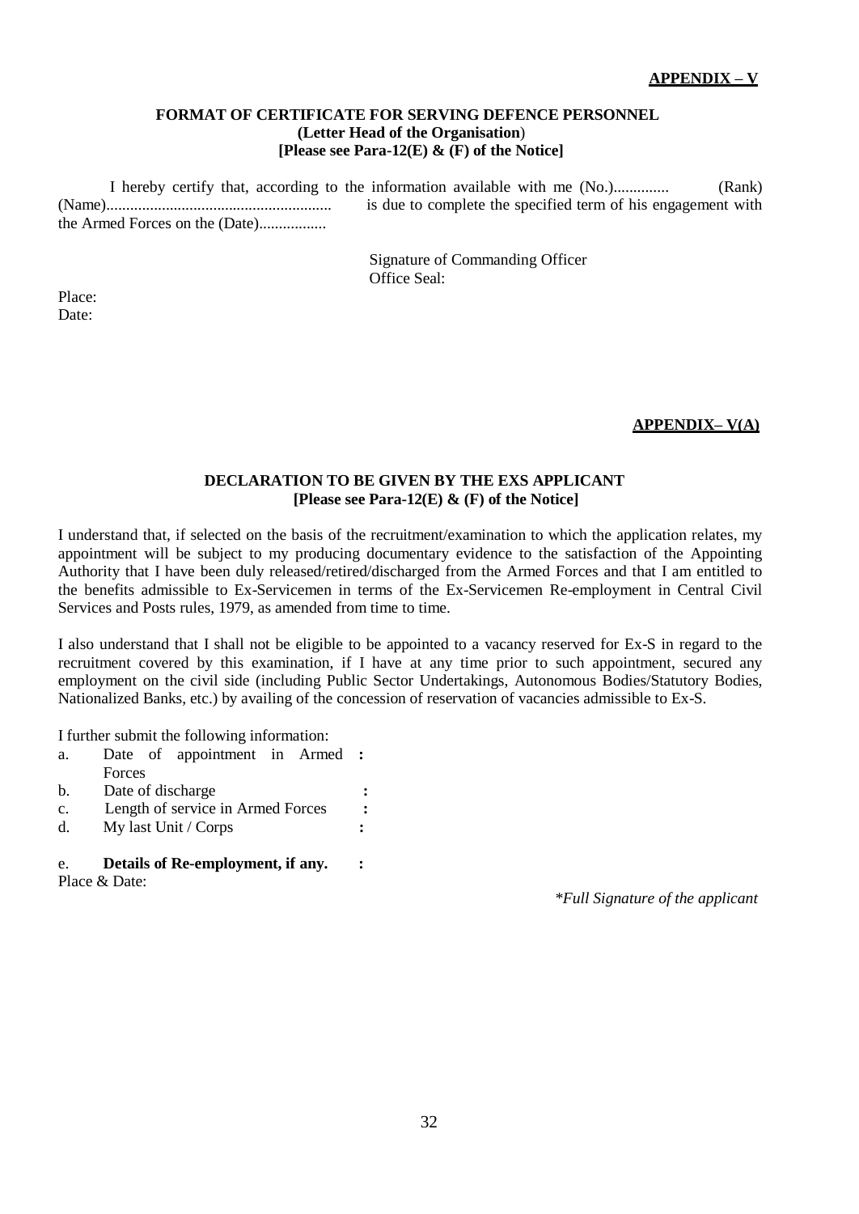**APPENDIX – V**

**FORMAT OF CERTIFICATE FOR SERVING DEFENCE PERSONNEL**
**(Letter Head of the Organisation)**
**[Please see Para-12(E) & (F) of the Notice]**

I hereby certify that, according to the information available with me (No.).............. (Rank) (Name)........................................................ is due to complete the specified term of his engagement with the Armed Forces on the (Date).................

Signature of Commanding Officer
Office Seal:

Place:
Date:

**APPENDIX– V(A)**

**DECLARATION TO BE GIVEN BY THE EXS APPLICANT**
**[Please see Para-12(E) & (F) of the Notice]**

I understand that, if selected on the basis of the recruitment/examination to which the application relates, my appointment will be subject to my producing documentary evidence to the satisfaction of the Appointing Authority that I have been duly released/retired/discharged from the Armed Forces and that I am entitled to the benefits admissible to Ex-Servicemen in terms of the Ex-Servicemen Re-employment in Central Civil Services and Posts rules, 1979, as amended from time to time.

I also understand that I shall not be eligible to be appointed to a vacancy reserved for Ex-S in regard to the recruitment covered by this examination, if I have at any time prior to such appointment, secured any employment on the civil side (including Public Sector Undertakings, Autonomous Bodies/Statutory Bodies, Nationalized Banks, etc.) by availing of the concession of reservation of vacancies admissible to Ex-S.

I further submit the following information:

a. Date of appointment in Armed Forces :
b. Date of discharge :
c. Length of service in Armed Forces :
d. My last Unit / Corps :

e. **Details of Re-employment, if any.** :

Place & Date:

*\*Full Signature of the applicant*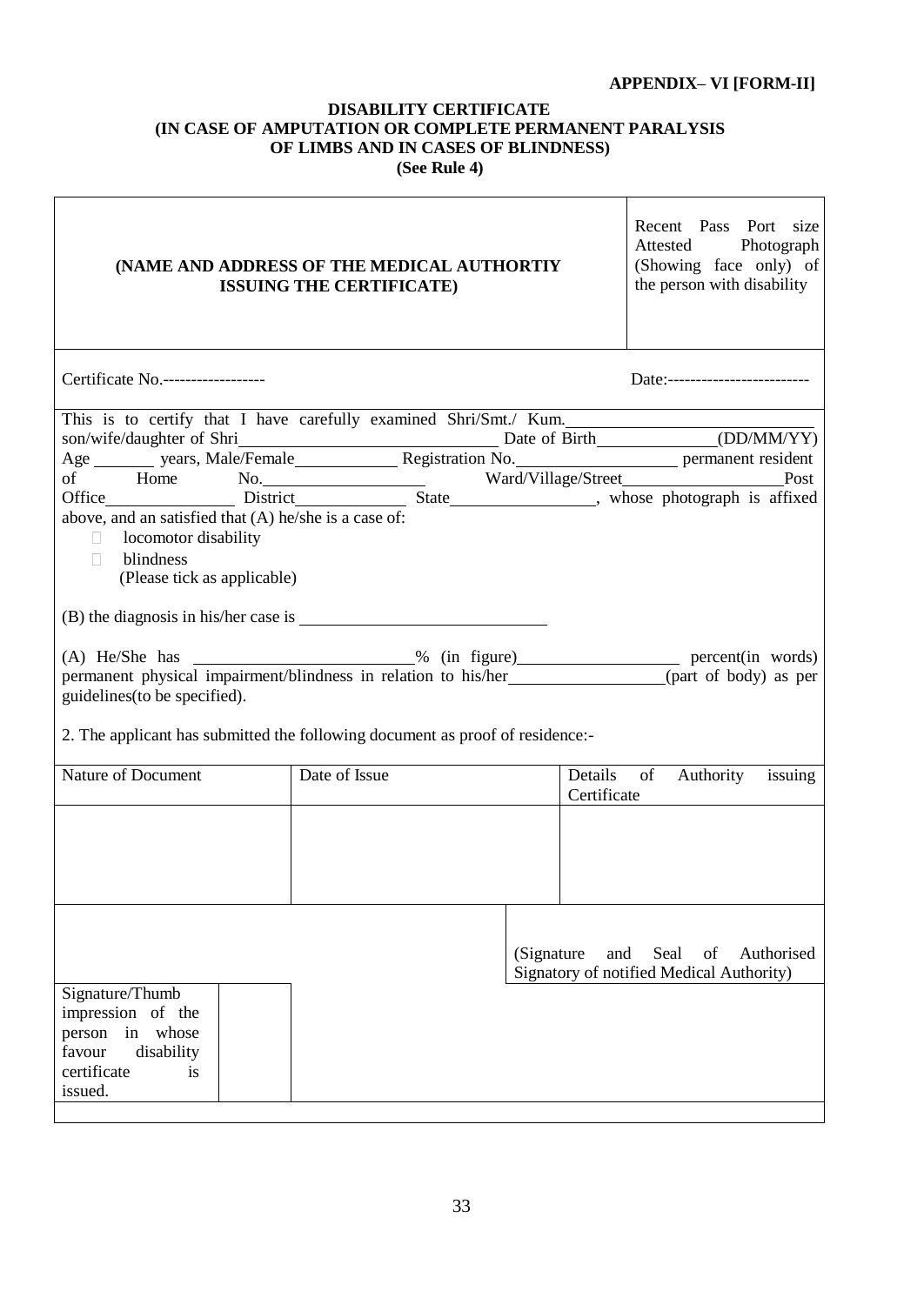**APPENDIX– VI [FORM-II]**

**DISABILITY CERTIFICATE**
**(IN CASE OF AMPUTATION OR COMPLETE PERMANENT PARALYSIS OF LIMBS AND IN CASES OF BLINDNESS)**
**(See Rule 4)**

| **(NAME AND ADDRESS OF THE MEDICAL AUTHORTIY ISSUING THE CERTIFICATE)** | Recent Pass Port size Attested Photograph (Showing face only) of the person with disability |
|---|---|

Certificate No.------------------ Date:-------------------------

This is to certify that I have carefully examined Shri/Smt./ Kum.\_\_\_\_\_\_\_\_\_\_\_\_\_\_\_\_\_\_\_\_ son/wife/daughter of Shri\_\_\_\_\_\_\_\_\_\_\_\_\_\_\_\_\_\_\_\_ Date of Birth\_\_\_\_\_\_\_\_\_\_(DD/MM/YY) Age \_\_\_\_\_\_ years, Male/Female\_\_\_\_\_\_\_\_\_\_ Registration No.\_\_\_\_\_\_\_\_\_\_\_\_\_\_ permanent resident of Home No.\_\_\_\_\_\_\_\_\_\_\_\_\_\_ Ward/Village/Street\_\_\_\_\_\_\_\_\_\_\_\_\_\_ Post Office\_\_\_\_\_\_\_\_\_\_\_\_ District\_\_\_\_\_\_\_\_\_\_ State\_\_\_\_\_\_\_\_\_\_\_\_\_\_, whose photograph is affixed above, and an satisfied that (A) he/she is a case of:

- locomotor disability
- blindness

(Please tick as applicable)

(B) the diagnosis in his/her case is \_\_\_\_\_\_\_\_\_\_\_\_\_\_\_\_\_\_\_\_\_\_\_\_

(A) He/She has \_\_\_\_\_\_\_\_\_\_\_\_\_\_\_\_\_\_\_\_% (in figure)\_\_\_\_\_\_\_\_\_\_\_\_\_\_\_ percent(in words) permanent physical impairment/blindness in relation to his/her\_\_\_\_\_\_\_\_\_\_\_\_\_\_\_(part of body) as per guidelines(to be specified).

2. The applicant has submitted the following document as proof of residence:-

| Nature of Document | Date of Issue | Details of Authority issuing Certificate |
|---|---|---|
| | | |

(Signature and Seal of Authorised Signatory of notified Medical Authority)

| Signature/Thumb impression of the person in whose favour disability certificate is issued. | |
|---|---|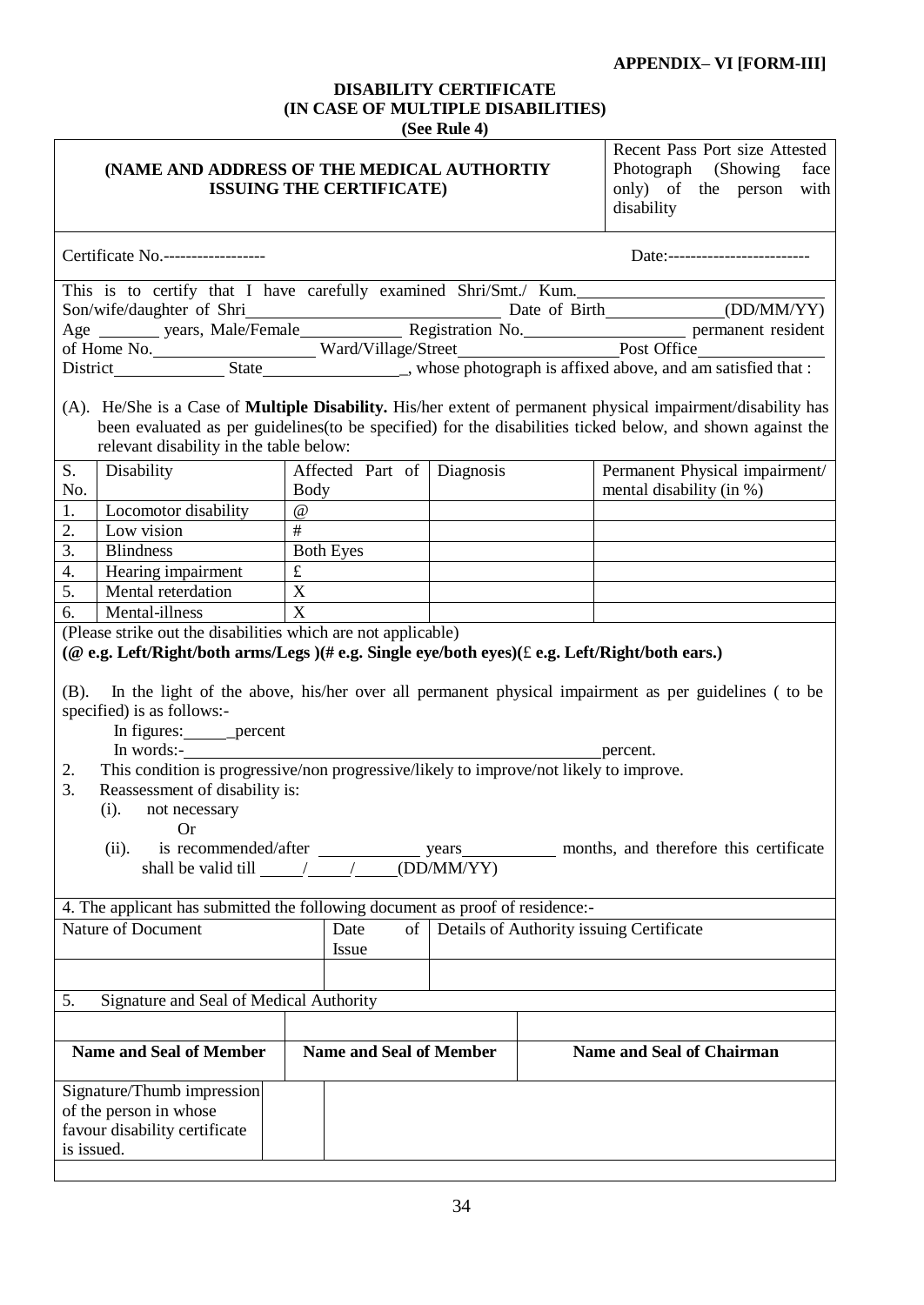**APPENDIX– VI [FORM-III]**

# DISABILITY CERTIFICATE
## (IN CASE OF MULTIPLE DISABILITIES)
**(See Rule 4)**

| **(NAME AND ADDRESS OF THE MEDICAL AUTHORTIY ISSUING THE CERTIFICATE)** | Recent Pass Port size Attested Photograph (Showing face only) of the person with disability |
|---|---|

Certificate No.------------------ Date:-------------------------

This is to certify that I have carefully examined Shri/Smt./ Kum.__________ Son/wife/daughter of Shri__________ Date of Birth__________(DD/MM/YY) Age ______ years, Male/Female__________ Registration No.__________ permanent resident of Home No.__________ Ward/Village/Street__________Post Office__________ District__________ State__________, whose photograph is affixed above, and am satisfied that :

(A). He/She is a Case of **Multiple Disability.** His/her extent of permanent physical impairment/disability has been evaluated as per guidelines(to be specified) for the disabilities ticked below, and shown against the relevant disability in the table below:

| S. No. | Disability | Affected Part of Body | Diagnosis | Permanent Physical impairment/ mental disability (in %) |
|---|---|---|---|---|
| 1. | Locomotor disability | @ | | |
| 2. | Low vision | # | | |
| 3. | Blindness | Both Eyes | | |
| 4. | Hearing impairment | £ | | |
| 5. | Mental reterdation | X | | |
| 6. | Mental-illness | X | | |

(Please strike out the disabilities which are not applicable)
**(@ e.g. Left/Right/both arms/Legs )(# e.g. Single eye/both eyes)(£ e.g. Left/Right/both ears.)**

(B). In the light of the above, his/her over all permanent physical impairment as per guidelines ( to be specified) is as follows:-

In figures:______percent

In words:-__________________________________________percent.

2. This condition is progressive/non progressive/likely to improve/not likely to improve.
3. Reassessment of disability is:
   - (i). not necessary

     Or
   - (ii). is recommended/after __________ years__________ months, and therefore this certificate shall be valid till _____/_____/_____(DD/MM/YY)

4. The applicant has submitted the following document as proof of residence:-

| Nature of Document | Date of Issue | Details of Authority issuing Certificate |
|---|---|---|
| | | |

5. Signature and Seal of Medical Authority

| | | |
|---|---|---|
| **Name and Seal of Member** | **Name and Seal of Member** | **Name and Seal of Chairman** |

| Signature/Thumb impression of the person in whose favour disability certificate is issued. | | |
|---|---|---|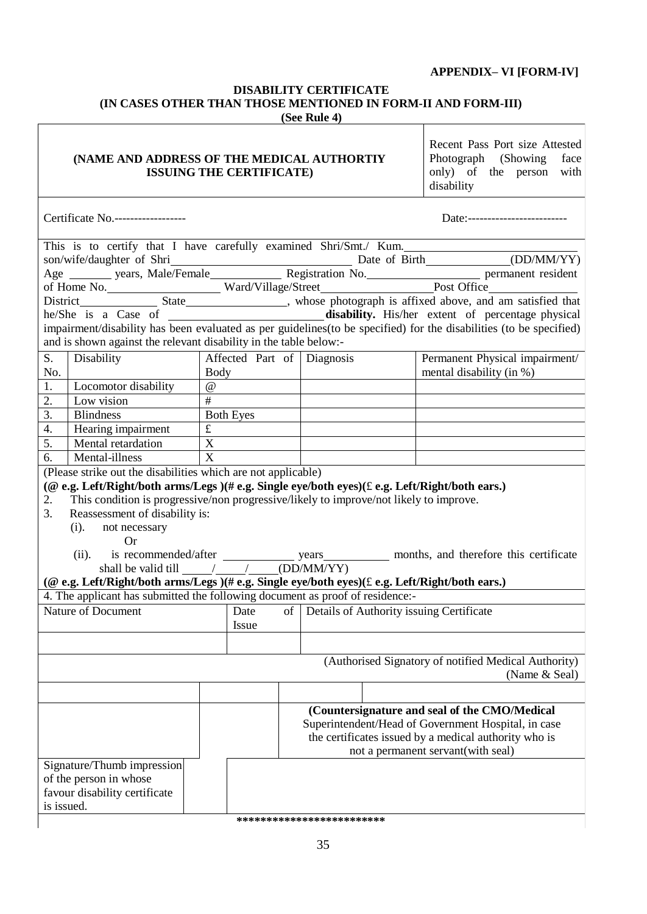**APPENDIX– VI [FORM-IV]**

## DISABILITY CERTIFICATE
### (IN CASES OTHER THAN THOSE MENTIONED IN FORM-II AND FORM-III)
**(See Rule 4)**

| | |
|---|---|
| **(NAME AND ADDRESS OF THE MEDICAL AUTHORTIY ISSUING THE CERTIFICATE)** | Recent Pass Port size Attested Photograph (Showing face only) of the person with disability |

Certificate No.------------------ Date:-------------------------

This is to certify that I have carefully examined Shri/Smt./ Kum.__________________________ son/wife/daughter of Shri______________________________ Date of Birth_____________(DD/MM/YY) Age _______ years, Male/Female____________ Registration No.__________________ permanent resident of Home No.__________________ Ward/Village/Street_________________Post Office_______________ District_____________ State________________, whose photograph is affixed above, and am satisfied that he/She is a Case of ________________________ **disability.** His/her extent of percentage physical impairment/disability has been evaluated as per guidelines(to be specified) for the disabilities (to be specified) and is shown against the relevant disability in the table below:-

| S. No. | Disability | Affected Part of Body | Diagnosis | Permanent Physical impairment/ mental disability (in %) |
|---|---|---|---|---|
| 1. | Locomotor disability | @ | | |
| 2. | Low vision | # | | |
| 3. | Blindness | Both Eyes | | |
| 4. | Hearing impairment | £ | | |
| 5. | Mental retardation | X | | |
| 6. | Mental-illness | X | | |

(Please strike out the disabilities which are not applicable)

**(@ e.g. Left/Right/both arms/Legs )(# e.g. Single eye/both eyes)(£ e.g. Left/Right/both ears.)**

2. This condition is progressive/non progressive/likely to improve/not likely to improve.
3. Reassessment of disability is:
   (i). not necessary
   
   Or
   
   (ii). is recommended/after ___________ years__________ months, and therefore this certificate shall be valid till _____/_____/_____(DD/MM/YY)

**(@ e.g. Left/Right/both arms/Legs )(# e.g. Single eye/both eyes)(£ e.g. Left/Right/both ears.)**

4. The applicant has submitted the following document as proof of residence:-

| Nature of Document | Date of Issue | Details of Authority issuing Certificate |
|---|---|---|
| | | |

(Authorised Signatory of notified Medical Authority)
(Name & Seal)

**(Countersignature and seal of the CMO/Medical** Superintendent/Head of Government Hospital, in case the certificates issued by a medical authority who is not a permanent servant(with seal)

Signature/Thumb impression of the person in whose favour disability certificate is issued.

\*\*\*\*\*\*\*\*\*\*\*\*\*\*\*\*\*\*\*\*\*\*\*\*